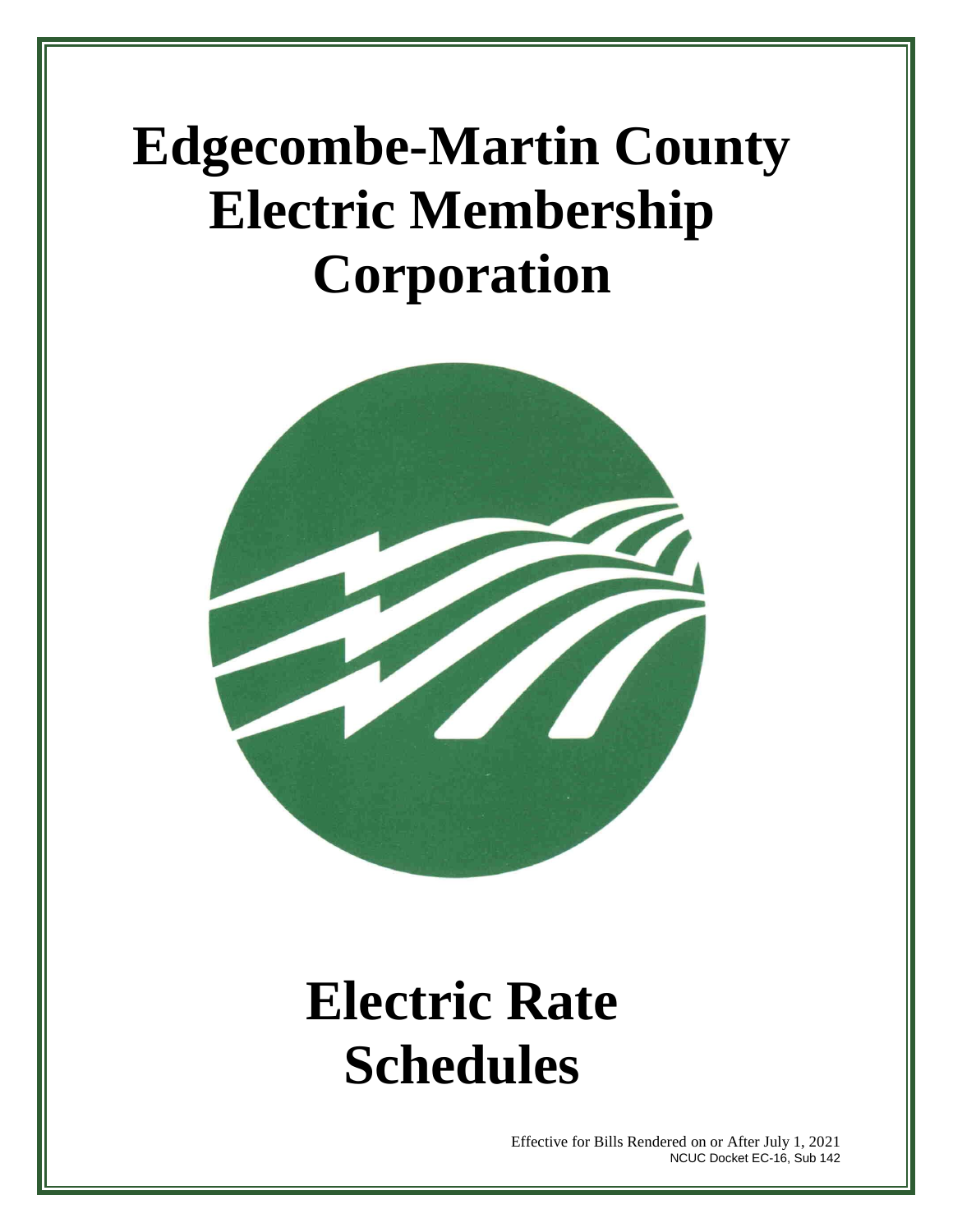# Edgecombe-Martin County Electric Membership Corporation

# Electric Rate Schedules

Effective for Bills Rendered on or After July 1, 2021
NCUC Docket EC-16, Sub 142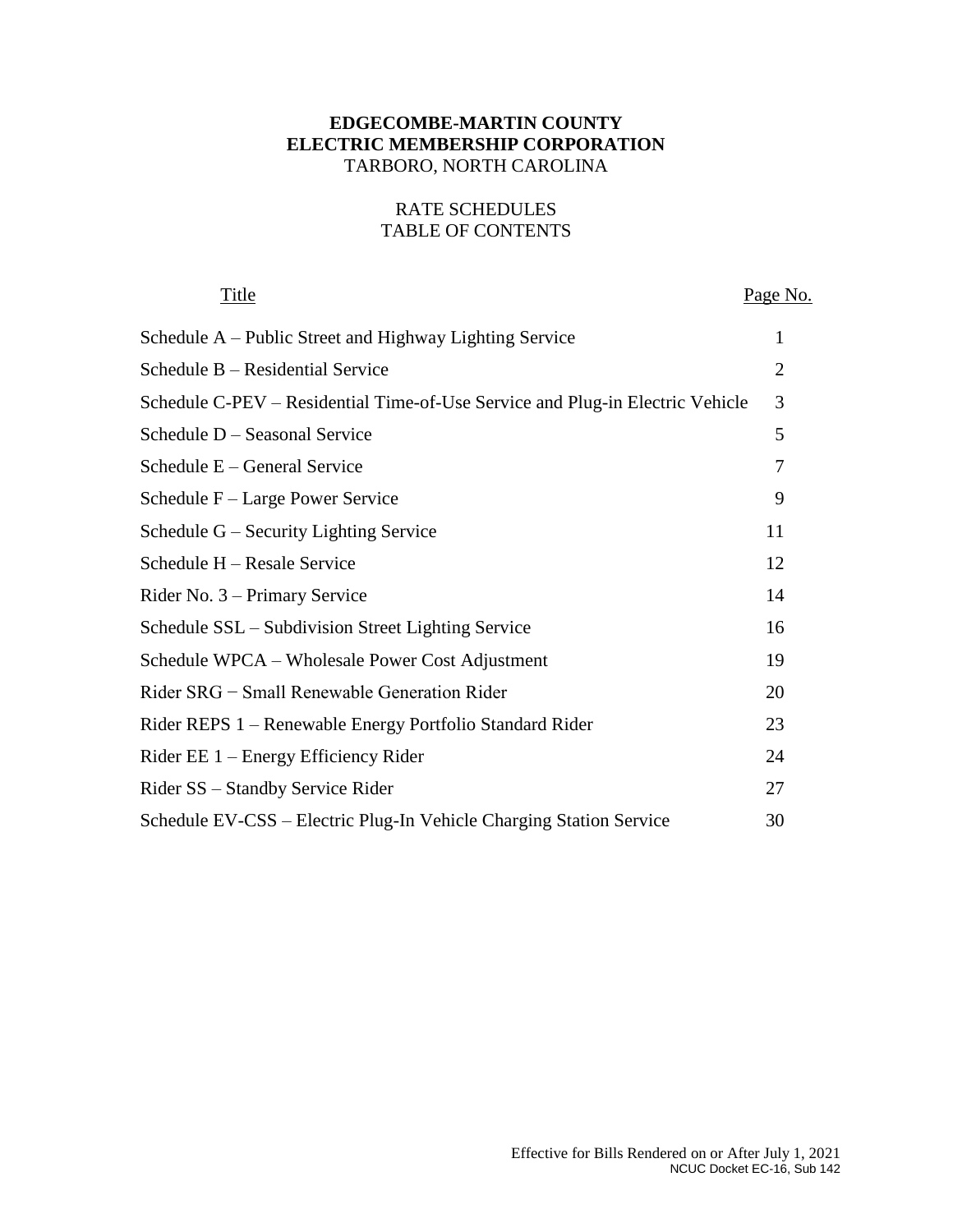**EDGECOMBE-MARTIN COUNTY**
**ELECTRIC MEMBERSHIP CORPORATION**
TARBORO, NORTH CAROLINA

RATE SCHEDULES
TABLE OF CONTENTS

| Title | Page No. |
|---|---|
| Schedule A – Public Street and Highway Lighting Service | 1 |
| Schedule B – Residential Service | 2 |
| Schedule C-PEV – Residential Time-of-Use Service and Plug-in Electric Vehicle | 3 |
| Schedule D – Seasonal Service | 5 |
| Schedule E – General Service | 7 |
| Schedule F – Large Power Service | 9 |
| Schedule G – Security Lighting Service | 11 |
| Schedule H – Resale Service | 12 |
| Rider No. 3 – Primary Service | 14 |
| Schedule SSL – Subdivision Street Lighting Service | 16 |
| Schedule WPCA – Wholesale Power Cost Adjustment | 19 |
| Rider SRG − Small Renewable Generation Rider | 20 |
| Rider REPS 1 – Renewable Energy Portfolio Standard Rider | 23 |
| Rider EE 1 – Energy Efficiency Rider | 24 |
| Rider SS – Standby Service Rider | 27 |
| Schedule EV-CSS – Electric Plug-In Vehicle Charging Station Service | 30 |

Effective for Bills Rendered on or After July 1, 2021
NCUC Docket EC-16, Sub 142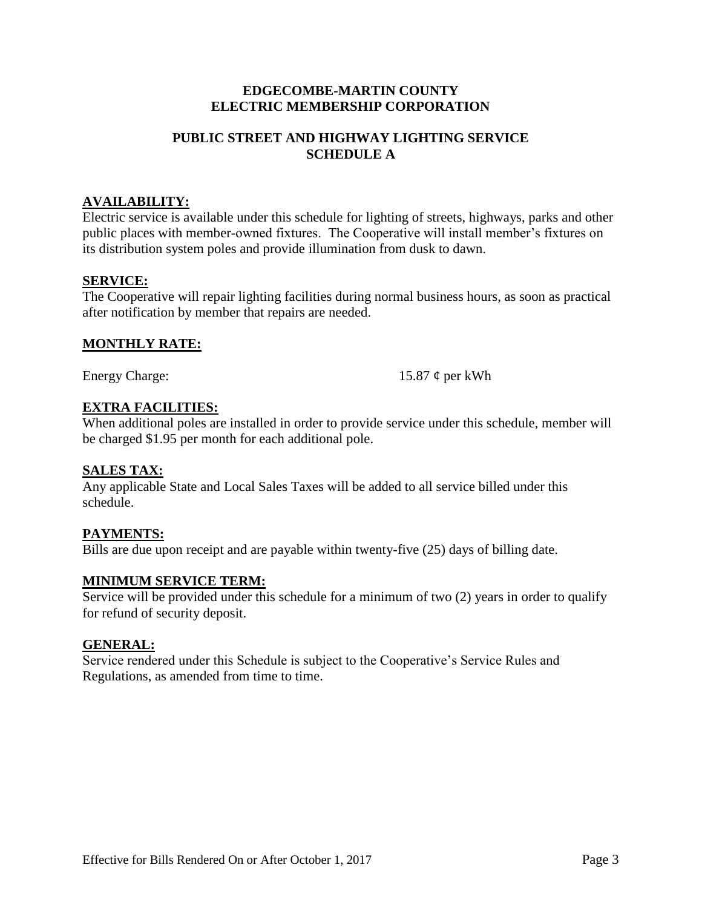# EDGECOMBE-MARTIN COUNTY
# ELECTRIC MEMBERSHIP CORPORATION

## PUBLIC STREET AND HIGHWAY LIGHTING SERVICE
## SCHEDULE A

### AVAILABILITY:

Electric service is available under this schedule for lighting of streets, highways, parks and other public places with member-owned fixtures. The Cooperative will install member's fixtures on its distribution system poles and provide illumination from dusk to dawn.

### SERVICE:

The Cooperative will repair lighting facilities during normal business hours, as soon as practical after notification by member that repairs are needed.

### MONTHLY RATE:

Energy Charge: 15.87 ¢ per kWh

### EXTRA FACILITIES:

When additional poles are installed in order to provide service under this schedule, member will be charged $1.95 per month for each additional pole.

### SALES TAX:

Any applicable State and Local Sales Taxes will be added to all service billed under this schedule.

### PAYMENTS:

Bills are due upon receipt and are payable within twenty-five (25) days of billing date.

### MINIMUM SERVICE TERM:

Service will be provided under this schedule for a minimum of two (2) years in order to qualify for refund of security deposit.

### GENERAL:

Service rendered under this Schedule is subject to the Cooperative's Service Rules and Regulations, as amended from time to time.

Effective for Bills Rendered On or After October 1, 2017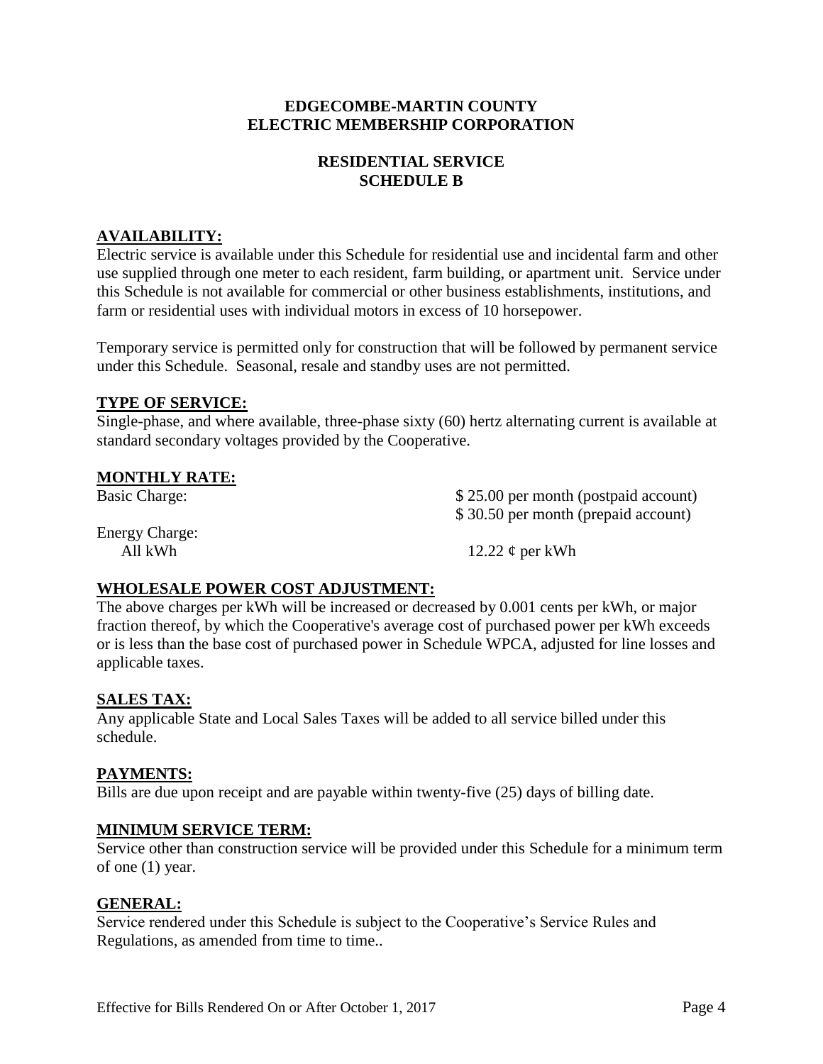# EDGECOMBE-MARTIN COUNTY
# ELECTRIC MEMBERSHIP CORPORATION

## RESIDENTIAL SERVICE
## SCHEDULE B

### AVAILABILITY:

Electric service is available under this Schedule for residential use and incidental farm and other use supplied through one meter to each resident, farm building, or apartment unit. Service under this Schedule is not available for commercial or other business establishments, institutions, and farm or residential uses with individual motors in excess of 10 horsepower.

Temporary service is permitted only for construction that will be followed by permanent service under this Schedule. Seasonal, resale and standby uses are not permitted.

### TYPE OF SERVICE:

Single-phase, and where available, three-phase sixty (60) hertz alternating current is available at standard secondary voltages provided by the Cooperative.

### MONTHLY RATE:

| | |
|---|---|
| Basic Charge: | $ 25.00 per month (postpaid account) |
| | $ 30.50 per month (prepaid account) |
| Energy Charge: | |
| All kWh | 12.22 ¢ per kWh |

### WHOLESALE POWER COST ADJUSTMENT:

The above charges per kWh will be increased or decreased by 0.001 cents per kWh, or major fraction thereof, by which the Cooperative's average cost of purchased power per kWh exceeds or is less than the base cost of purchased power in Schedule WPCA, adjusted for line losses and applicable taxes.

### SALES TAX:

Any applicable State and Local Sales Taxes will be added to all service billed under this schedule.

### PAYMENTS:

Bills are due upon receipt and are payable within twenty-five (25) days of billing date.

### MINIMUM SERVICE TERM:

Service other than construction service will be provided under this Schedule for a minimum term of one (1) year.

### GENERAL:

Service rendered under this Schedule is subject to the Cooperative's Service Rules and Regulations, as amended from time to time..

Effective for Bills Rendered On or After October 1, 2017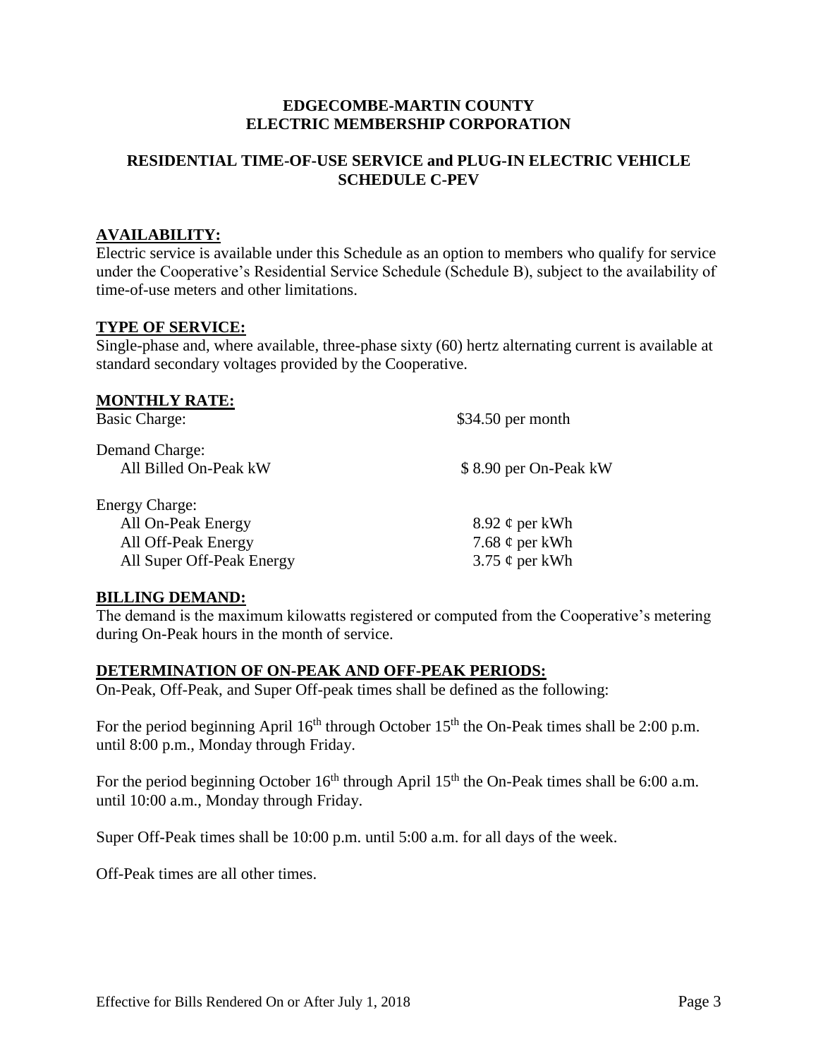# EDGECOMBE-MARTIN COUNTY ELECTRIC MEMBERSHIP CORPORATION

## RESIDENTIAL TIME-OF-USE SERVICE and PLUG-IN ELECTRIC VEHICLE SCHEDULE C-PEV

### AVAILABILITY:

Electric service is available under this Schedule as an option to members who qualify for service under the Cooperative's Residential Service Schedule (Schedule B), subject to the availability of time-of-use meters and other limitations.

### TYPE OF SERVICE:

Single-phase and, where available, three-phase sixty (60) hertz alternating current is available at standard secondary voltages provided by the Cooperative.

### MONTHLY RATE:

| | |
|---|---|
| Basic Charge: | $34.50 per month |
| Demand Charge: | |
| All Billed On-Peak kW | $ 8.90 per On-Peak kW |
| Energy Charge: | |
| All On-Peak Energy | 8.92 ¢ per kWh |
| All Off-Peak Energy | 7.68 ¢ per kWh |
| All Super Off-Peak Energy | 3.75 ¢ per kWh |

### BILLING DEMAND:

The demand is the maximum kilowatts registered or computed from the Cooperative's metering during On-Peak hours in the month of service.

### DETERMINATION OF ON-PEAK AND OFF-PEAK PERIODS:

On-Peak, Off-Peak, and Super Off-peak times shall be defined as the following:

For the period beginning April 16th through October 15th the On-Peak times shall be 2:00 p.m. until 8:00 p.m., Monday through Friday.

For the period beginning October 16th through April 15th the On-Peak times shall be 6:00 a.m. until 10:00 a.m., Monday through Friday.

Super Off-Peak times shall be 10:00 p.m. until 5:00 a.m. for all days of the week.

Off-Peak times are all other times.

Effective for Bills Rendered On or After July 1, 2018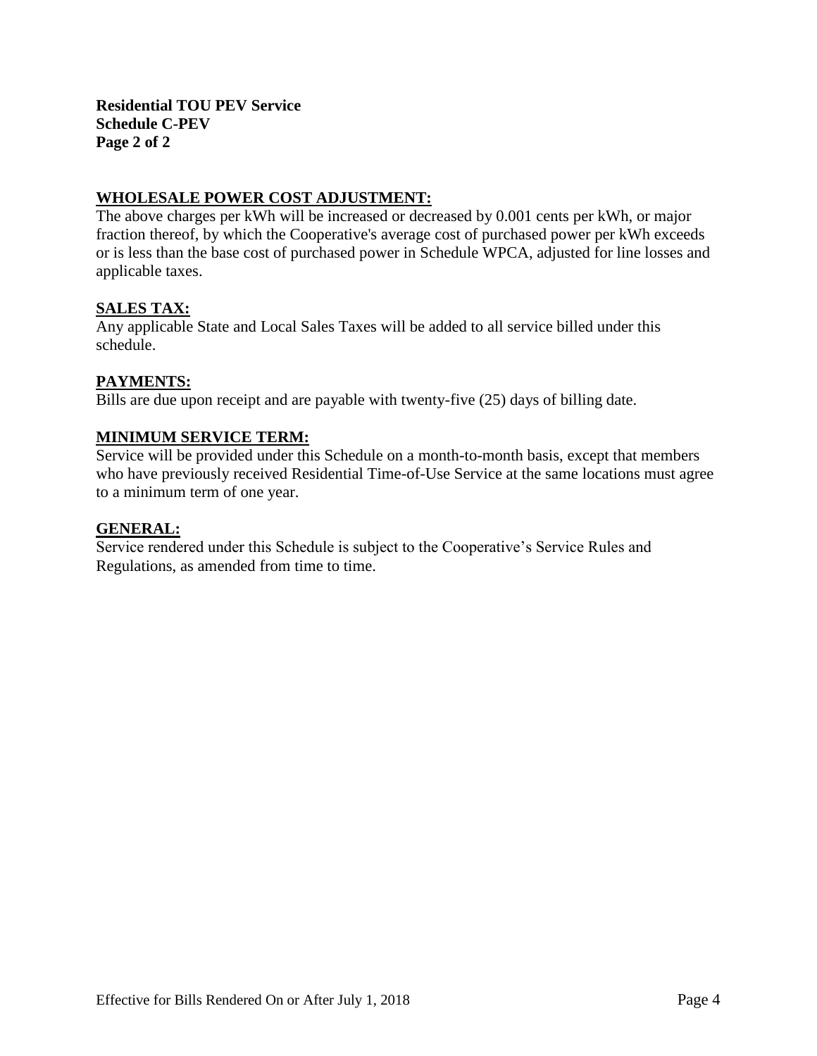**Residential TOU PEV Service**
**Schedule C-PEV**
**Page 2 of 2**

## WHOLESALE POWER COST ADJUSTMENT:

The above charges per kWh will be increased or decreased by 0.001 cents per kWh, or major fraction thereof, by which the Cooperative's average cost of purchased power per kWh exceeds or is less than the base cost of purchased power in Schedule WPCA, adjusted for line losses and applicable taxes.

## SALES TAX:

Any applicable State and Local Sales Taxes will be added to all service billed under this schedule.

## PAYMENTS:

Bills are due upon receipt and are payable with twenty-five (25) days of billing date.

## MINIMUM SERVICE TERM:

Service will be provided under this Schedule on a month-to-month basis, except that members who have previously received Residential Time-of-Use Service at the same locations must agree to a minimum term of one year.

## GENERAL:

Service rendered under this Schedule is subject to the Cooperative's Service Rules and Regulations, as amended from time to time.

Effective for Bills Rendered On or After July 1, 2018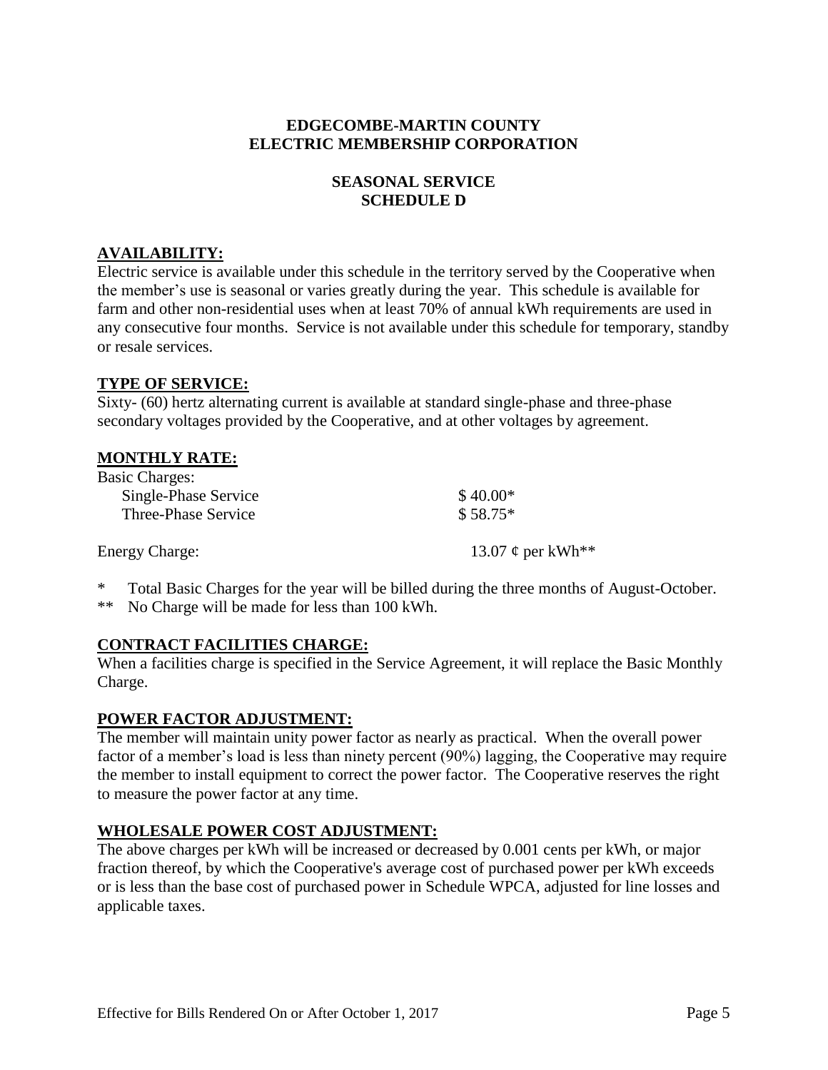**EDGECOMBE-MARTIN COUNTY**
**ELECTRIC MEMBERSHIP CORPORATION**

**SEASONAL SERVICE**
**SCHEDULE D**

## AVAILABILITY:

Electric service is available under this schedule in the territory served by the Cooperative when the member's use is seasonal or varies greatly during the year. This schedule is available for farm and other non-residential uses when at least 70% of annual kWh requirements are used in any consecutive four months. Service is not available under this schedule for temporary, standby or resale services.

## TYPE OF SERVICE:

Sixty- (60) hertz alternating current is available at standard single-phase and three-phase secondary voltages provided by the Cooperative, and at other voltages by agreement.

## MONTHLY RATE:

| | |
|---|---|
| Basic Charges: | |
| Single-Phase Service | $ 40.00* |
| Three-Phase Service | $ 58.75* |
| | |
| Energy Charge: | 13.07 ¢ per kWh** |

\* Total Basic Charges for the year will be billed during the three months of August-October.

\*\* No Charge will be made for less than 100 kWh.

## CONTRACT FACILITIES CHARGE:

When a facilities charge is specified in the Service Agreement, it will replace the Basic Monthly Charge.

## POWER FACTOR ADJUSTMENT:

The member will maintain unity power factor as nearly as practical. When the overall power factor of a member's load is less than ninety percent (90%) lagging, the Cooperative may require the member to install equipment to correct the power factor. The Cooperative reserves the right to measure the power factor at any time.

## WHOLESALE POWER COST ADJUSTMENT:

The above charges per kWh will be increased or decreased by 0.001 cents per kWh, or major fraction thereof, by which the Cooperative's average cost of purchased power per kWh exceeds or is less than the base cost of purchased power in Schedule WPCA, adjusted for line losses and applicable taxes.

Effective for Bills Rendered On or After October 1, 2017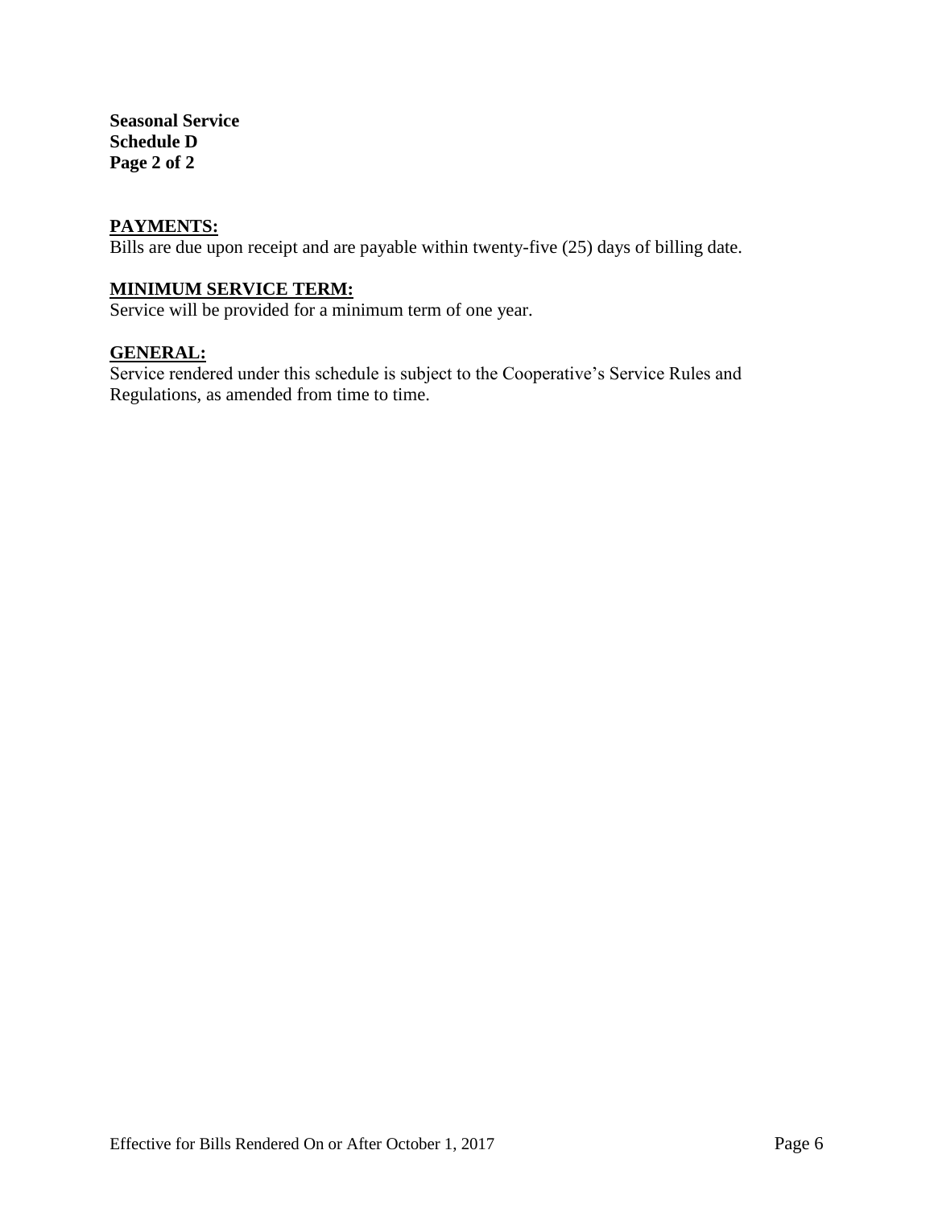**Seasonal Service**
**Schedule D**
**Page 2 of 2**

## PAYMENTS:

Bills are due upon receipt and are payable within twenty-five (25) days of billing date.

## MINIMUM SERVICE TERM:

Service will be provided for a minimum term of one year.

## GENERAL:

Service rendered under this schedule is subject to the Cooperative's Service Rules and Regulations, as amended from time to time.

Effective for Bills Rendered On or After October 1, 2017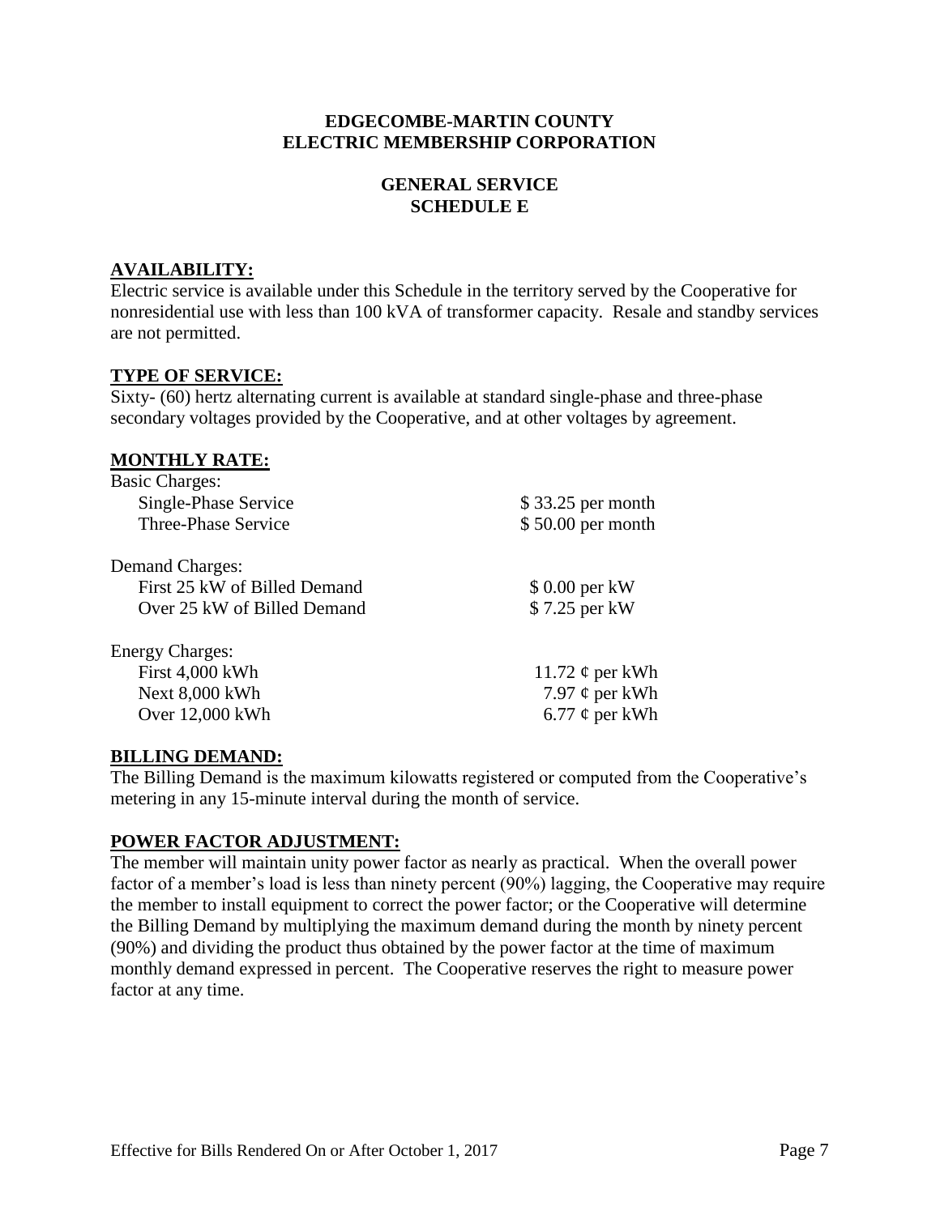# EDGECOMBE-MARTIN COUNTY ELECTRIC MEMBERSHIP CORPORATION

## GENERAL SERVICE SCHEDULE E

### AVAILABILITY:

Electric service is available under this Schedule in the territory served by the Cooperative for nonresidential use with less than 100 kVA of transformer capacity. Resale and standby services are not permitted.

### TYPE OF SERVICE:

Sixty- (60) hertz alternating current is available at standard single-phase and three-phase secondary voltages provided by the Cooperative, and at other voltages by agreement.

### MONTHLY RATE:

| | |
|---|---|
| Basic Charges: | |
| Single-Phase Service | $ 33.25 per month |
| Three-Phase Service | $ 50.00 per month |
| | |
| Demand Charges: | |
| First 25 kW of Billed Demand | $ 0.00 per kW |
| Over 25 kW of Billed Demand | $ 7.25 per kW |
| | |
| Energy Charges: | |
| First 4,000 kWh | 11.72 ¢ per kWh |
| Next 8,000 kWh | 7.97 ¢ per kWh |
| Over 12,000 kWh | 6.77 ¢ per kWh |

### BILLING DEMAND:

The Billing Demand is the maximum kilowatts registered or computed from the Cooperative's metering in any 15-minute interval during the month of service.

### POWER FACTOR ADJUSTMENT:

The member will maintain unity power factor as nearly as practical. When the overall power factor of a member's load is less than ninety percent (90%) lagging, the Cooperative may require the member to install equipment to correct the power factor; or the Cooperative will determine the Billing Demand by multiplying the maximum demand during the month by ninety percent (90%) and dividing the product thus obtained by the power factor at the time of maximum monthly demand expressed in percent. The Cooperative reserves the right to measure power factor at any time.

Effective for Bills Rendered On or After October 1, 2017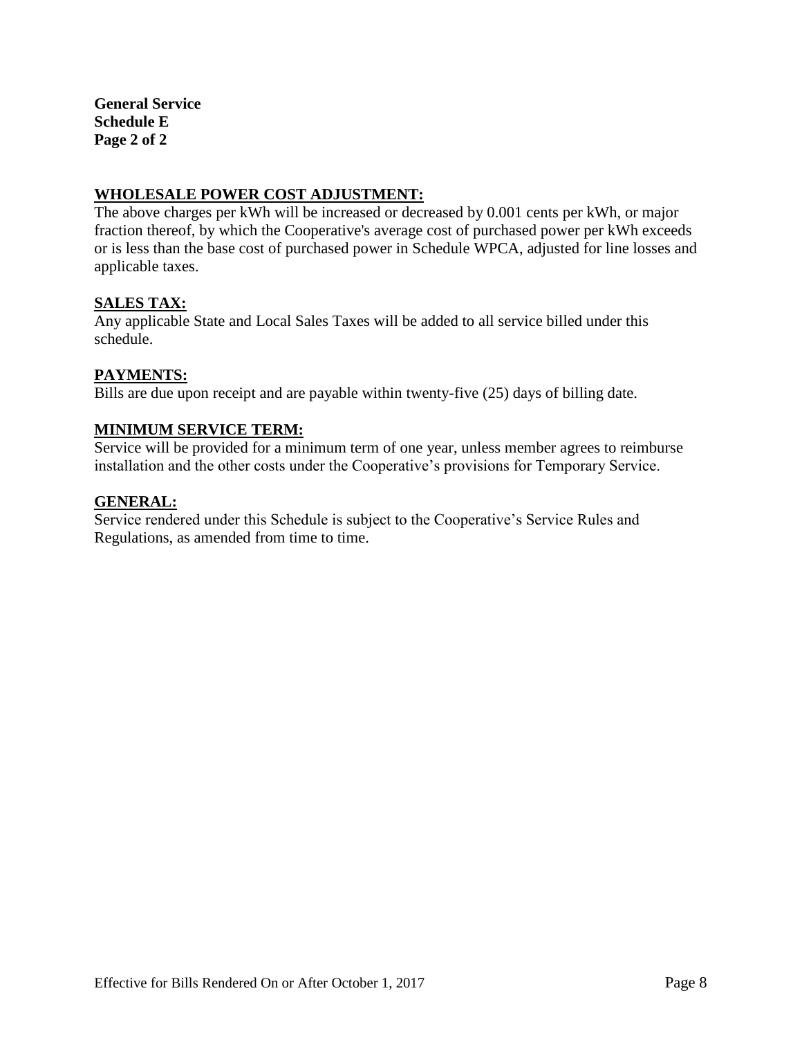**General Service**
**Schedule E**
**Page 2 of 2**

## WHOLESALE POWER COST ADJUSTMENT:

The above charges per kWh will be increased or decreased by 0.001 cents per kWh, or major fraction thereof, by which the Cooperative's average cost of purchased power per kWh exceeds or is less than the base cost of purchased power in Schedule WPCA, adjusted for line losses and applicable taxes.

## SALES TAX:

Any applicable State and Local Sales Taxes will be added to all service billed under this schedule.

## PAYMENTS:

Bills are due upon receipt and are payable within twenty-five (25) days of billing date.

## MINIMUM SERVICE TERM:

Service will be provided for a minimum term of one year, unless member agrees to reimburse installation and the other costs under the Cooperative's provisions for Temporary Service.

## GENERAL:

Service rendered under this Schedule is subject to the Cooperative's Service Rules and Regulations, as amended from time to time.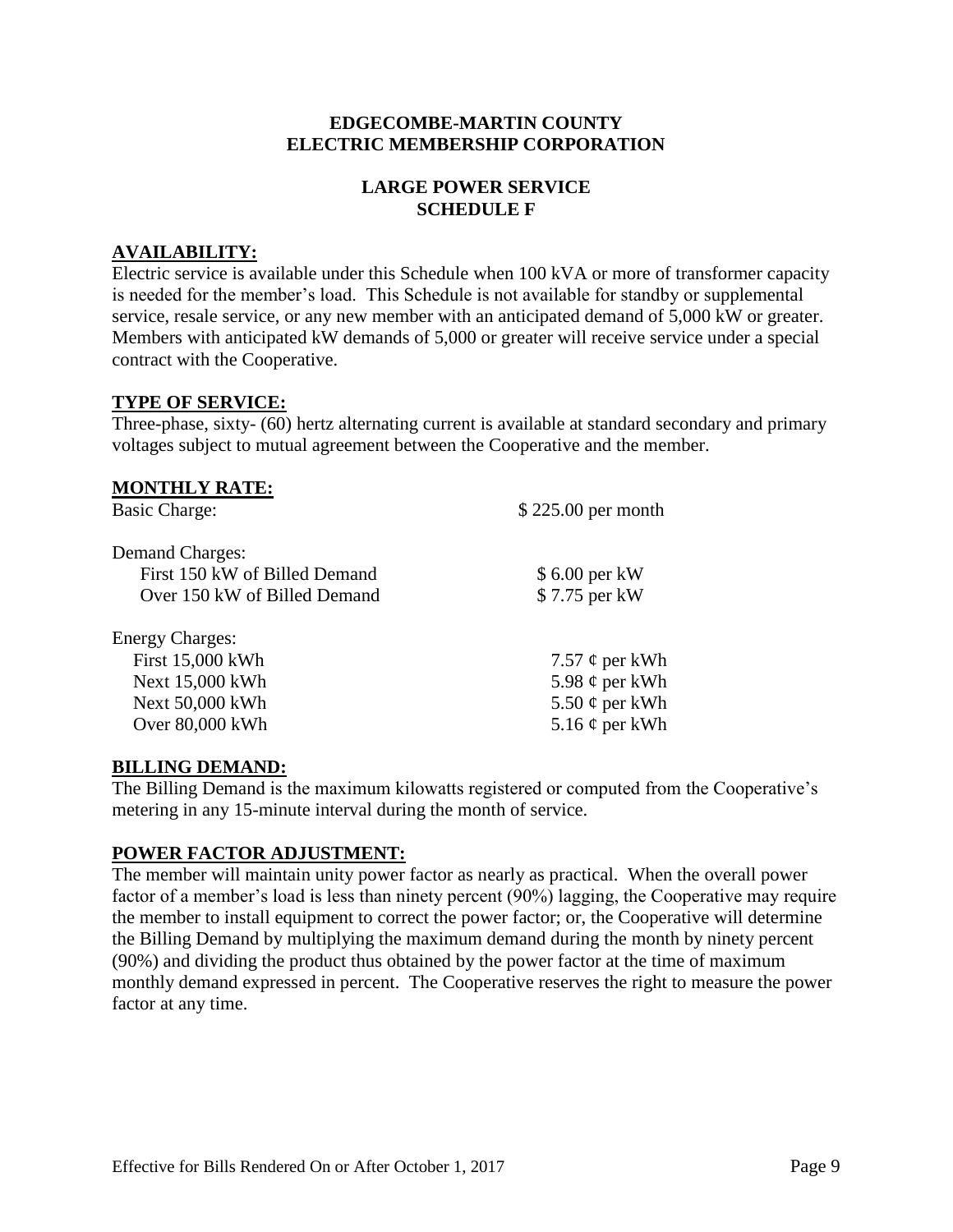**EDGECOMBE-MARTIN COUNTY**
**ELECTRIC MEMBERSHIP CORPORATION**

**LARGE POWER SERVICE**
**SCHEDULE F**

## AVAILABILITY:

Electric service is available under this Schedule when 100 kVA or more of transformer capacity is needed for the member's load. This Schedule is not available for standby or supplemental service, resale service, or any new member with an anticipated demand of 5,000 kW or greater. Members with anticipated kW demands of 5,000 or greater will receive service under a special contract with the Cooperative.

## TYPE OF SERVICE:

Three-phase, sixty- (60) hertz alternating current is available at standard secondary and primary voltages subject to mutual agreement between the Cooperative and the member.

## MONTHLY RATE:

| | |
|---|---|
| Basic Charge: | $ 225.00 per month |
| Demand Charges: | |
| First 150 kW of Billed Demand | $ 6.00 per kW |
| Over 150 kW of Billed Demand | $ 7.75 per kW |
| Energy Charges: | |
| First 15,000 kWh | 7.57 ¢ per kWh |
| Next 15,000 kWh | 5.98 ¢ per kWh |
| Next 50,000 kWh | 5.50 ¢ per kWh |
| Over 80,000 kWh | 5.16 ¢ per kWh |

## BILLING DEMAND:

The Billing Demand is the maximum kilowatts registered or computed from the Cooperative's metering in any 15-minute interval during the month of service.

## POWER FACTOR ADJUSTMENT:

The member will maintain unity power factor as nearly as practical. When the overall power factor of a member's load is less than ninety percent (90%) lagging, the Cooperative may require the member to install equipment to correct the power factor; or, the Cooperative will determine the Billing Demand by multiplying the maximum demand during the month by ninety percent (90%) and dividing the product thus obtained by the power factor at the time of maximum monthly demand expressed in percent. The Cooperative reserves the right to measure the power factor at any time.

Effective for Bills Rendered On or After October 1, 2017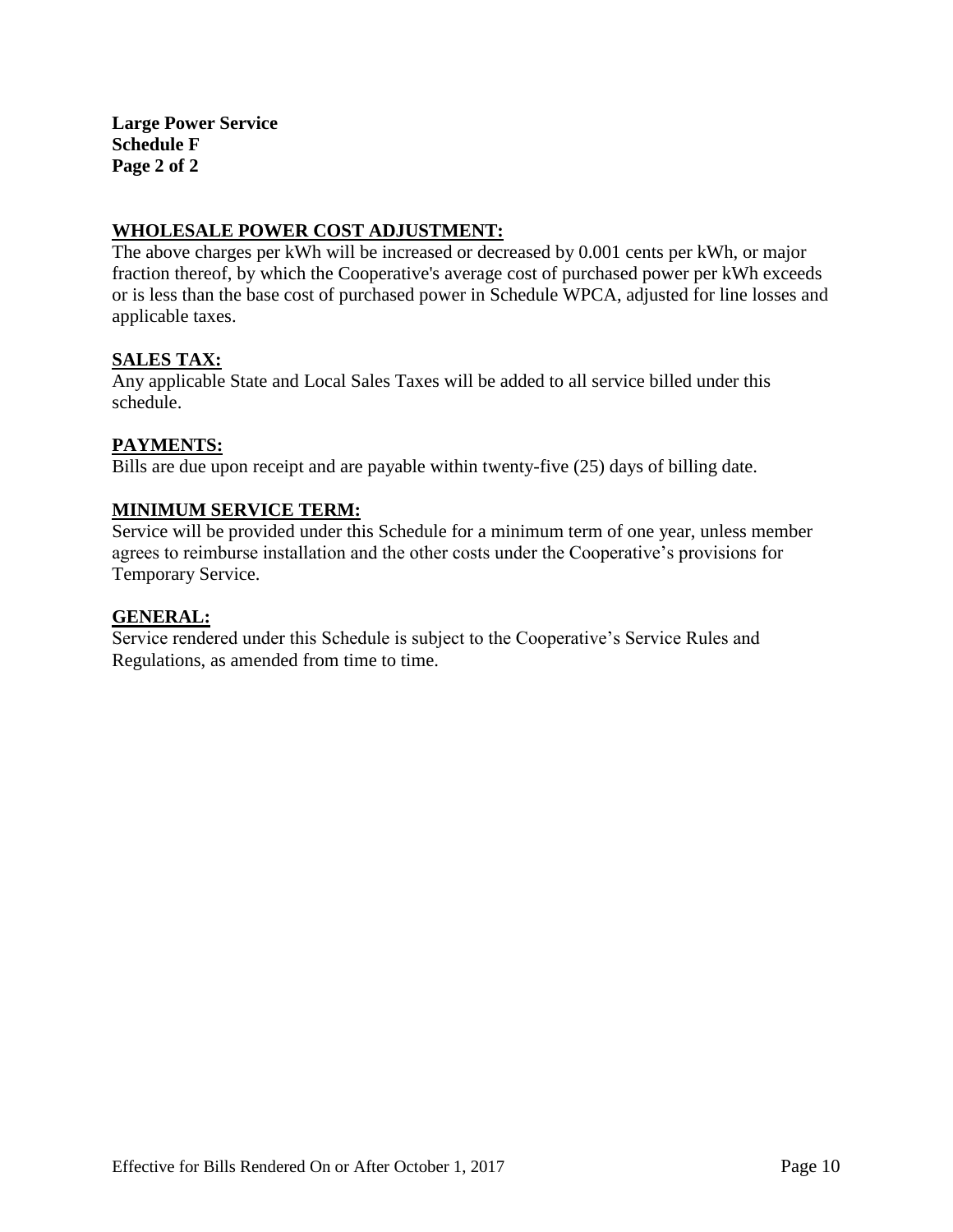**Large Power Service**
**Schedule F**
**Page 2 of 2**

## WHOLESALE POWER COST ADJUSTMENT:

The above charges per kWh will be increased or decreased by 0.001 cents per kWh, or major fraction thereof, by which the Cooperative's average cost of purchased power per kWh exceeds or is less than the base cost of purchased power in Schedule WPCA, adjusted for line losses and applicable taxes.

## SALES TAX:

Any applicable State and Local Sales Taxes will be added to all service billed under this schedule.

## PAYMENTS:

Bills are due upon receipt and are payable within twenty-five (25) days of billing date.

## MINIMUM SERVICE TERM:

Service will be provided under this Schedule for a minimum term of one year, unless member agrees to reimburse installation and the other costs under the Cooperative's provisions for Temporary Service.

## GENERAL:

Service rendered under this Schedule is subject to the Cooperative's Service Rules and Regulations, as amended from time to time.

Effective for Bills Rendered On or After October 1, 2017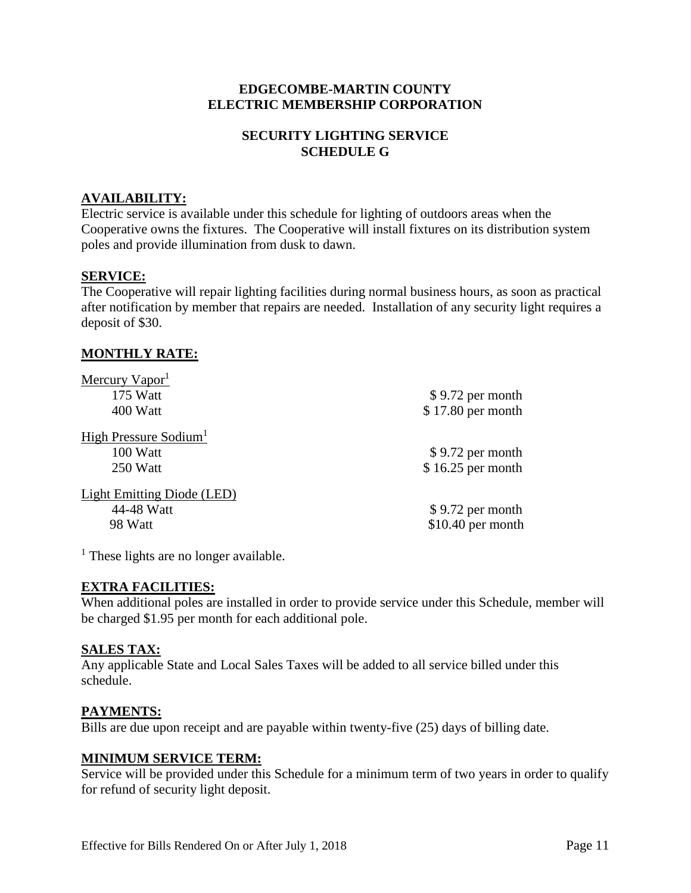**EDGECOMBE-MARTIN COUNTY**
**ELECTRIC MEMBERSHIP CORPORATION**

**SECURITY LIGHTING SERVICE**
**SCHEDULE G**

## AVAILABILITY:

Electric service is available under this schedule for lighting of outdoors areas when the Cooperative owns the fixtures. The Cooperative will install fixtures on its distribution system poles and provide illumination from dusk to dawn.

## SERVICE:

The Cooperative will repair lighting facilities during normal business hours, as soon as practical after notification by member that repairs are needed. Installation of any security light requires a deposit of $30.

## MONTHLY RATE:

| Light | Rate |
|---|---|
| Mercury Vapor[1] | |
| 175 Watt | $ 9.72 per month |
| 400 Watt | $ 17.80 per month |
| High Pressure Sodium[1] | |
| 100 Watt | $ 9.72 per month |
| 250 Watt | $ 16.25 per month |
| Light Emitting Diode (LED) | |
| 44-48 Watt | $ 9.72 per month |
| 98 Watt | $10.40 per month |

[1] These lights are no longer available.

## EXTRA FACILITIES:

When additional poles are installed in order to provide service under this Schedule, member will be charged $1.95 per month for each additional pole.

## SALES TAX:

Any applicable State and Local Sales Taxes will be added to all service billed under this schedule.

## PAYMENTS:

Bills are due upon receipt and are payable within twenty-five (25) days of billing date.

## MINIMUM SERVICE TERM:

Service will be provided under this Schedule for a minimum term of two years in order to qualify for refund of security light deposit.

Effective for Bills Rendered On or After July 1, 2018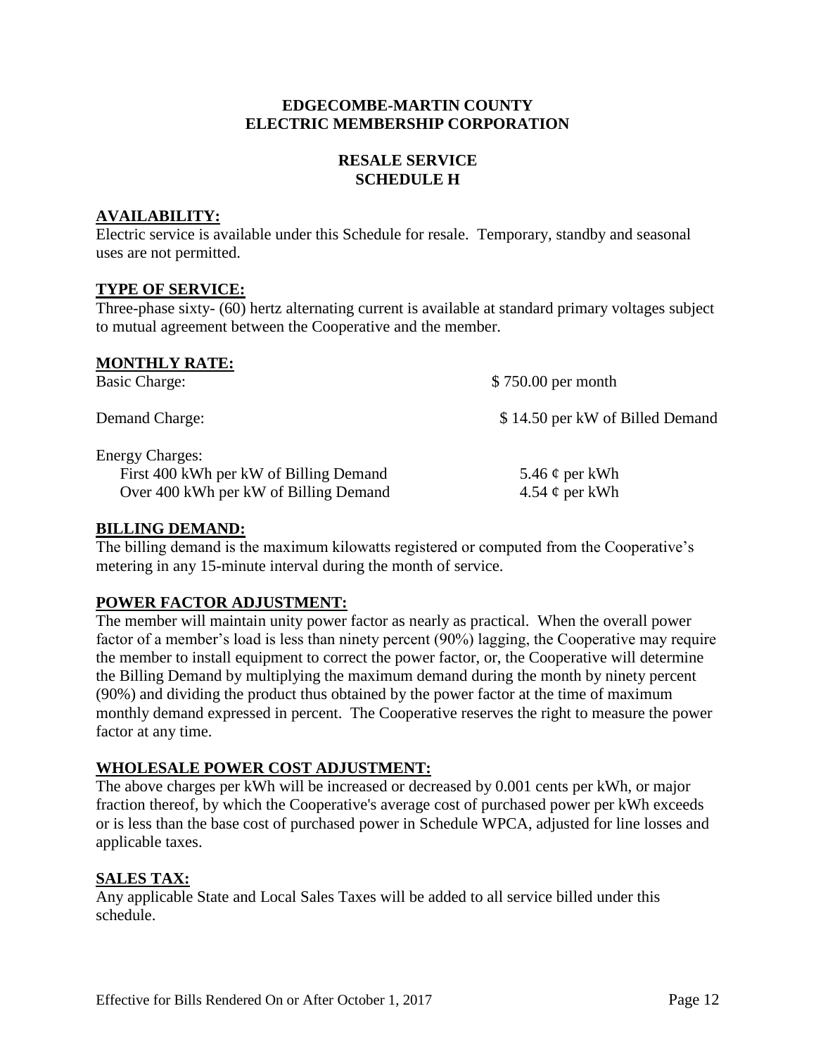# EDGECOMBE-MARTIN COUNTY ELECTRIC MEMBERSHIP CORPORATION

## RESALE SERVICE SCHEDULE H

**AVAILABILITY:**

Electric service is available under this Schedule for resale. Temporary, standby and seasonal uses are not permitted.

**TYPE OF SERVICE:**

Three-phase sixty- (60) hertz alternating current is available at standard primary voltages subject to mutual agreement between the Cooperative and the member.

**MONTHLY RATE:**

| | |
|---|---|
| Basic Charge: | \$ 750.00 per month |
| Demand Charge: | \$ 14.50 per kW of Billed Demand |
| Energy Charges: | |
| First 400 kWh per kW of Billing Demand | 5.46 ¢ per kWh |
| Over 400 kWh per kW of Billing Demand | 4.54 ¢ per kWh |

**BILLING DEMAND:**

The billing demand is the maximum kilowatts registered or computed from the Cooperative's metering in any 15-minute interval during the month of service.

**POWER FACTOR ADJUSTMENT:**

The member will maintain unity power factor as nearly as practical. When the overall power factor of a member's load is less than ninety percent (90%) lagging, the Cooperative may require the member to install equipment to correct the power factor, or, the Cooperative will determine the Billing Demand by multiplying the maximum demand during the month by ninety percent (90%) and dividing the product thus obtained by the power factor at the time of maximum monthly demand expressed in percent. The Cooperative reserves the right to measure the power factor at any time.

**WHOLESALE POWER COST ADJUSTMENT:**

The above charges per kWh will be increased or decreased by 0.001 cents per kWh, or major fraction thereof, by which the Cooperative's average cost of purchased power per kWh exceeds or is less than the base cost of purchased power in Schedule WPCA, adjusted for line losses and applicable taxes.

**SALES TAX:**

Any applicable State and Local Sales Taxes will be added to all service billed under this schedule.

Effective for Bills Rendered On or After October 1, 2017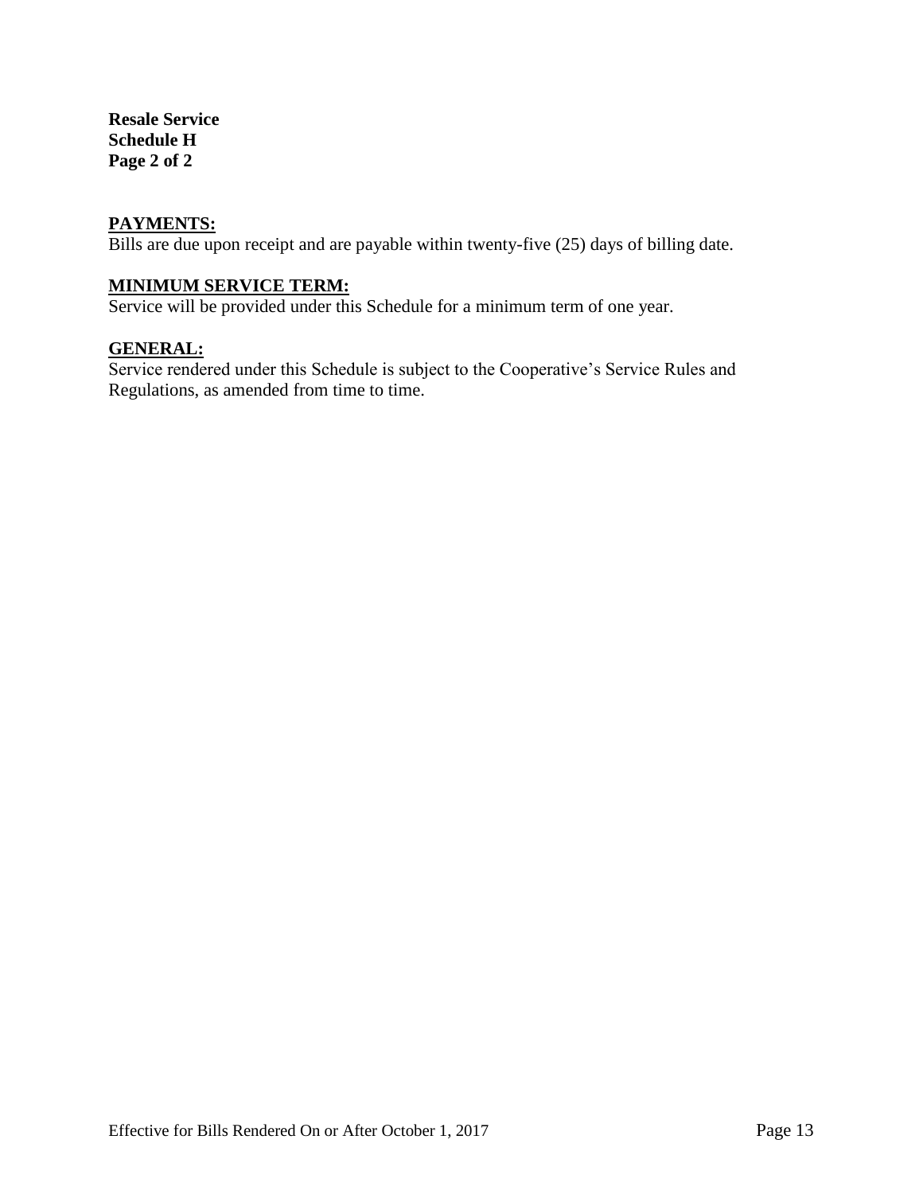**Resale Service**
**Schedule H**
**Page 2 of 2**

## PAYMENTS:

Bills are due upon receipt and are payable within twenty-five (25) days of billing date.

## MINIMUM SERVICE TERM:

Service will be provided under this Schedule for a minimum term of one year.

## GENERAL:

Service rendered under this Schedule is subject to the Cooperative's Service Rules and Regulations, as amended from time to time.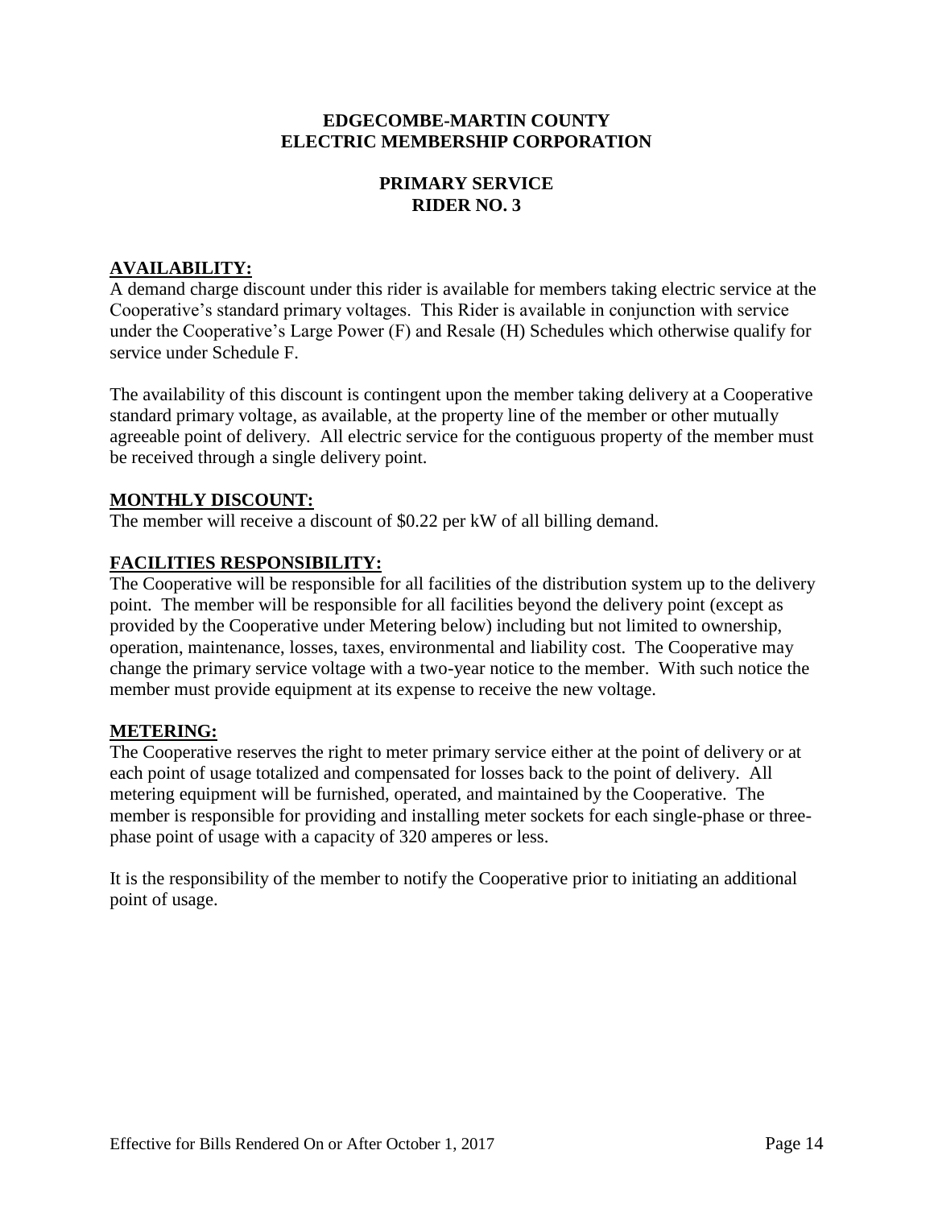**EDGECOMBE-MARTIN COUNTY**
**ELECTRIC MEMBERSHIP CORPORATION**

**PRIMARY SERVICE**
**RIDER NO. 3**

## AVAILABILITY:

A demand charge discount under this rider is available for members taking electric service at the Cooperative's standard primary voltages. This Rider is available in conjunction with service under the Cooperative's Large Power (F) and Resale (H) Schedules which otherwise qualify for service under Schedule F.

The availability of this discount is contingent upon the member taking delivery at a Cooperative standard primary voltage, as available, at the property line of the member or other mutually agreeable point of delivery. All electric service for the contiguous property of the member must be received through a single delivery point.

## MONTHLY DISCOUNT:

The member will receive a discount of $0.22 per kW of all billing demand.

## FACILITIES RESPONSIBILITY:

The Cooperative will be responsible for all facilities of the distribution system up to the delivery point. The member will be responsible for all facilities beyond the delivery point (except as provided by the Cooperative under Metering below) including but not limited to ownership, operation, maintenance, losses, taxes, environmental and liability cost. The Cooperative may change the primary service voltage with a two-year notice to the member. With such notice the member must provide equipment at its expense to receive the new voltage.

## METERING:

The Cooperative reserves the right to meter primary service either at the point of delivery or at each point of usage totalized and compensated for losses back to the point of delivery. All metering equipment will be furnished, operated, and maintained by the Cooperative. The member is responsible for providing and installing meter sockets for each single-phase or three-phase point of usage with a capacity of 320 amperes or less.

It is the responsibility of the member to notify the Cooperative prior to initiating an additional point of usage.

Effective for Bills Rendered On or After October 1, 2017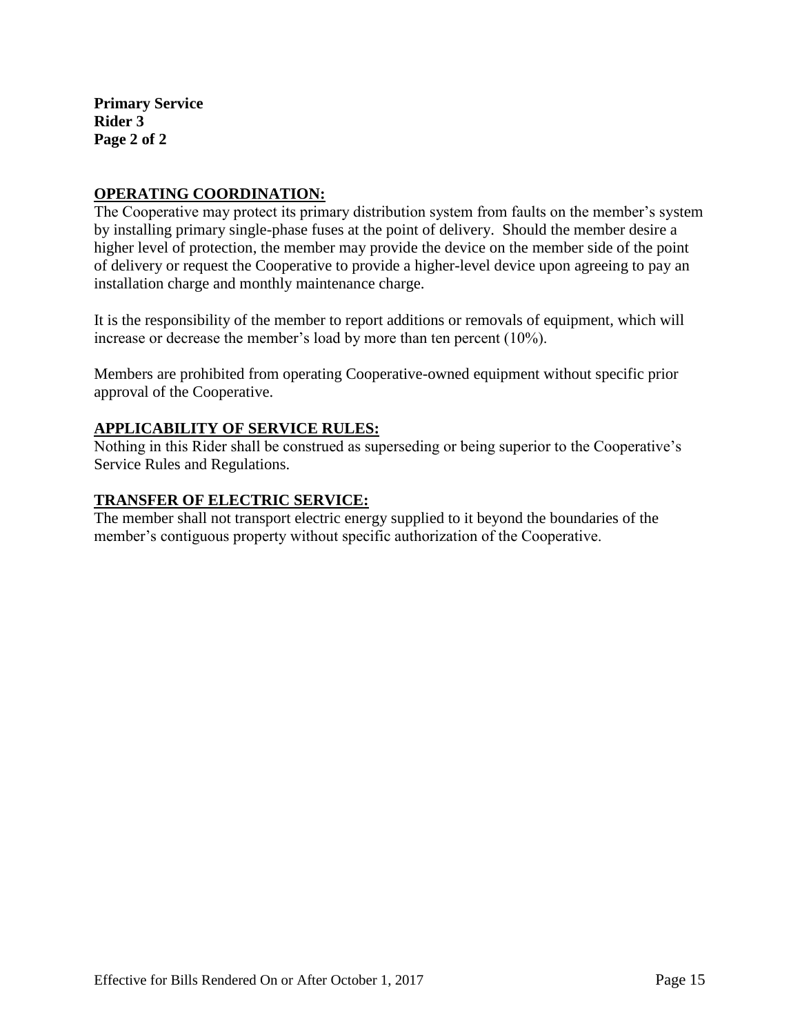**Primary Service**
**Rider 3**
**Page 2 of 2**

## OPERATING COORDINATION:

The Cooperative may protect its primary distribution system from faults on the member's system by installing primary single-phase fuses at the point of delivery. Should the member desire a higher level of protection, the member may provide the device on the member side of the point of delivery or request the Cooperative to provide a higher-level device upon agreeing to pay an installation charge and monthly maintenance charge.

It is the responsibility of the member to report additions or removals of equipment, which will increase or decrease the member's load by more than ten percent (10%).

Members are prohibited from operating Cooperative-owned equipment without specific prior approval of the Cooperative.

## APPLICABILITY OF SERVICE RULES:

Nothing in this Rider shall be construed as superseding or being superior to the Cooperative's Service Rules and Regulations.

## TRANSFER OF ELECTRIC SERVICE:

The member shall not transport electric energy supplied to it beyond the boundaries of the member's contiguous property without specific authorization of the Cooperative.

Effective for Bills Rendered On or After October 1, 2017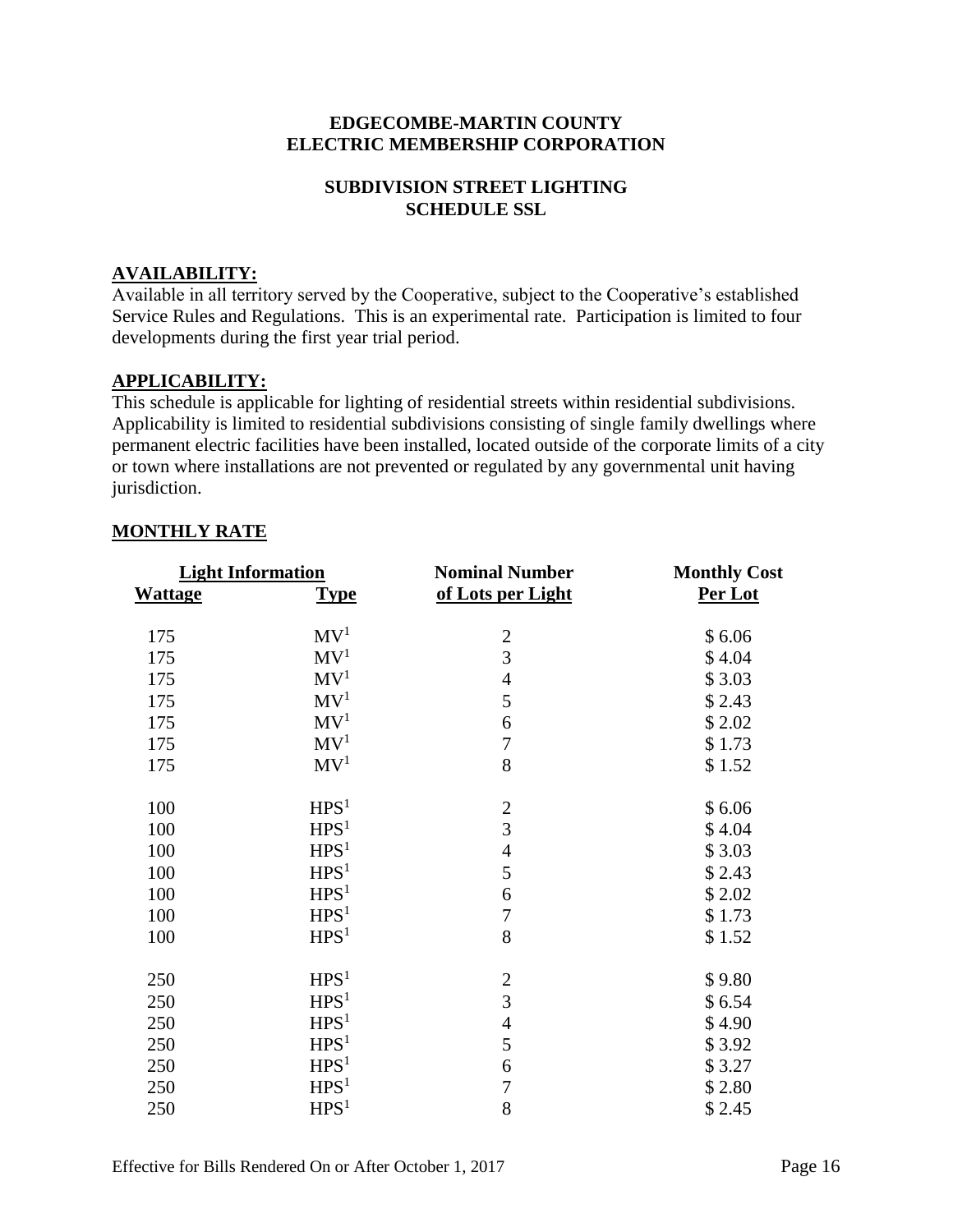**EDGECOMBE-MARTIN COUNTY**
**ELECTRIC MEMBERSHIP CORPORATION**

**SUBDIVISION STREET LIGHTING**
**SCHEDULE SSL**

## AVAILABILITY:

Available in all territory served by the Cooperative, subject to the Cooperative's established Service Rules and Regulations. This is an experimental rate. Participation is limited to four developments during the first year trial period.

## APPLICABILITY:

This schedule is applicable for lighting of residential streets within residential subdivisions. Applicability is limited to residential subdivisions consisting of single family dwellings where permanent electric facilities have been installed, located outside of the corporate limits of a city or town where installations are not prevented or regulated by any governmental unit having jurisdiction.

## MONTHLY RATE

| Light Information | | Nominal Number | Monthly Cost |
|---|---|---|---|
| Wattage | Type | of Lots per Light | Per Lot |
| 175 | MV[1] | 2 | $ 6.06 |
| 175 | MV[1] | 3 | $ 4.04 |
| 175 | MV[1] | 4 | $ 3.03 |
| 175 | MV[1] | 5 | $ 2.43 |
| 175 | MV[1] | 6 | $ 2.02 |
| 175 | MV[1] | 7 | $ 1.73 |
| 175 | MV[1] | 8 | $ 1.52 |
| 100 | HPS[1] | 2 | $ 6.06 |
| 100 | HPS[1] | 3 | $ 4.04 |
| 100 | HPS[1] | 4 | $ 3.03 |
| 100 | HPS[1] | 5 | $ 2.43 |
| 100 | HPS[1] | 6 | $ 2.02 |
| 100 | HPS[1] | 7 | $ 1.73 |
| 100 | HPS[1] | 8 | $ 1.52 |
| 250 | HPS[1] | 2 | $ 9.80 |
| 250 | HPS[1] | 3 | $ 6.54 |
| 250 | HPS[1] | 4 | $ 4.90 |
| 250 | HPS[1] | 5 | $ 3.92 |
| 250 | HPS[1] | 6 | $ 3.27 |
| 250 | HPS[1] | 7 | $ 2.80 |
| 250 | HPS[1] | 8 | $ 2.45 |

Effective for Bills Rendered On or After October 1, 2017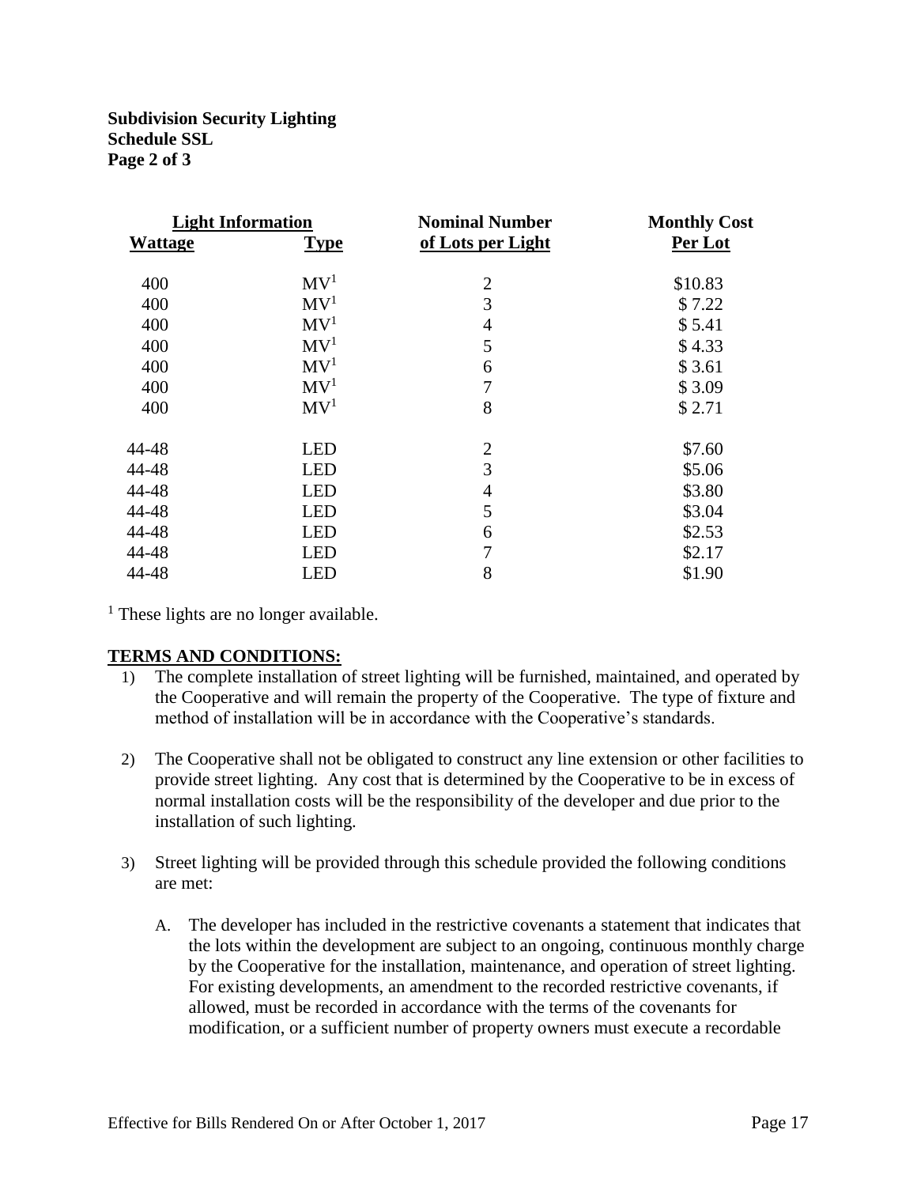**Subdivision Security Lighting**
**Schedule SSL**
**Page 2 of 3**

| Light Information | | Nominal Number | Monthly Cost |
|---|---|---|---|
| **Wattage** | **Type** | **of Lots per Light** | **Per Lot** |
| 400 | MV[1] | 2 | $10.83 |
| 400 | MV[1] | 3 | $ 7.22 |
| 400 | MV[1] | 4 | $ 5.41 |
| 400 | MV[1] | 5 | $ 4.33 |
| 400 | MV[1] | 6 | $ 3.61 |
| 400 | MV[1] | 7 | $ 3.09 |
| 400 | MV[1] | 8 | $ 2.71 |
| 44-48 | LED | 2 | $7.60 |
| 44-48 | LED | 3 | $5.06 |
| 44-48 | LED | 4 | $3.80 |
| 44-48 | LED | 5 | $3.04 |
| 44-48 | LED | 6 | $2.53 |
| 44-48 | LED | 7 | $2.17 |
| 44-48 | LED | 8 | $1.90 |

[1] These lights are no longer available.

**TERMS AND CONDITIONS:**

1) The complete installation of street lighting will be furnished, maintained, and operated by the Cooperative and will remain the property of the Cooperative. The type of fixture and method of installation will be in accordance with the Cooperative's standards.

2) The Cooperative shall not be obligated to construct any line extension or other facilities to provide street lighting. Any cost that is determined by the Cooperative to be in excess of normal installation costs will be the responsibility of the developer and due prior to the installation of such lighting.

3) Street lighting will be provided through this schedule provided the following conditions are met:

   A. The developer has included in the restrictive covenants a statement that indicates that the lots within the development are subject to an ongoing, continuous monthly charge by the Cooperative for the installation, maintenance, and operation of street lighting. For existing developments, an amendment to the recorded restrictive covenants, if allowed, must be recorded in accordance with the terms of the covenants for modification, or a sufficient number of property owners must execute a recordable

Effective for Bills Rendered On or After October 1, 2017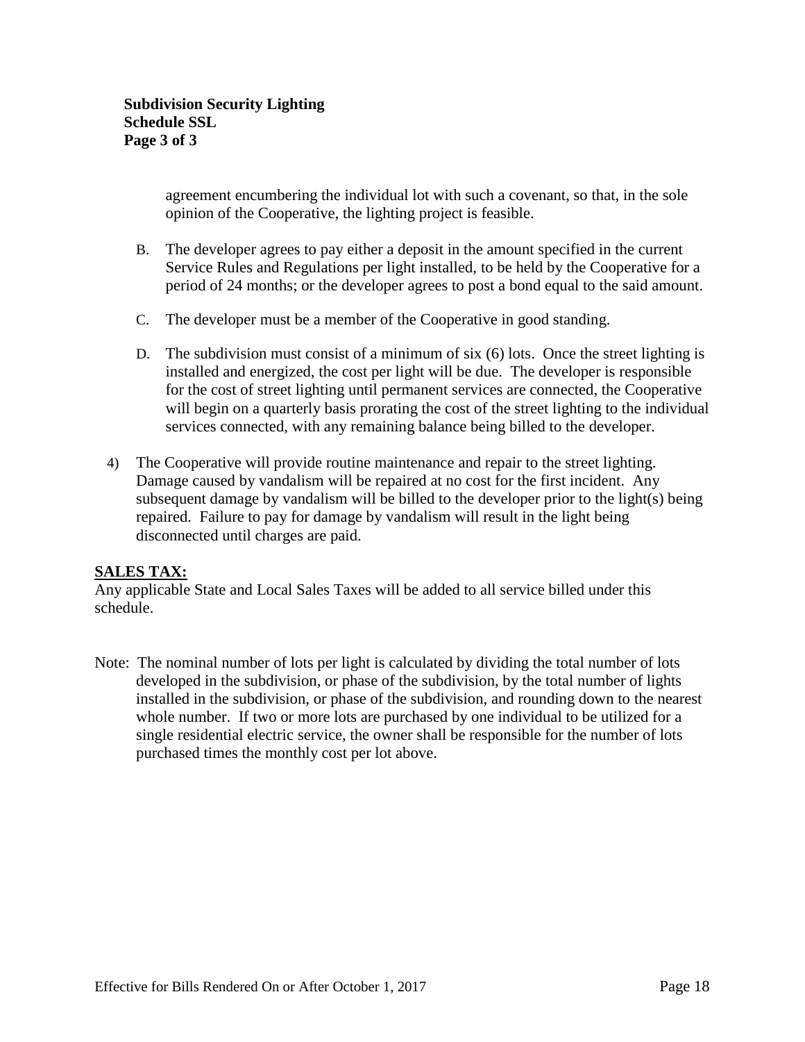agreement encumbering the individual lot with such a covenant, so that, in the sole opinion of the Cooperative, the lighting project is feasible.

B. The developer agrees to pay either a deposit in the amount specified in the current Service Rules and Regulations per light installed, to be held by the Cooperative for a period of 24 months; or the developer agrees to post a bond equal to the said amount.

C. The developer must be a member of the Cooperative in good standing.

D. The subdivision must consist of a minimum of six (6) lots. Once the street lighting is installed and energized, the cost per light will be due. The developer is responsible for the cost of street lighting until permanent services are connected, the Cooperative will begin on a quarterly basis prorating the cost of the street lighting to the individual services connected, with any remaining balance being billed to the developer.

4) The Cooperative will provide routine maintenance and repair to the street lighting. Damage caused by vandalism will be repaired at no cost for the first incident. Any subsequent damage by vandalism will be billed to the developer prior to the light(s) being repaired. Failure to pay for damage by vandalism will result in the light being disconnected until charges are paid.

**SALES TAX:**

Any applicable State and Local Sales Taxes will be added to all service billed under this schedule.

Note: The nominal number of lots per light is calculated by dividing the total number of lots developed in the subdivision, or phase of the subdivision, by the total number of lights installed in the subdivision, or phase of the subdivision, and rounding down to the nearest whole number. If two or more lots are purchased by one individual to be utilized for a single residential electric service, the owner shall be responsible for the number of lots purchased times the monthly cost per lot above.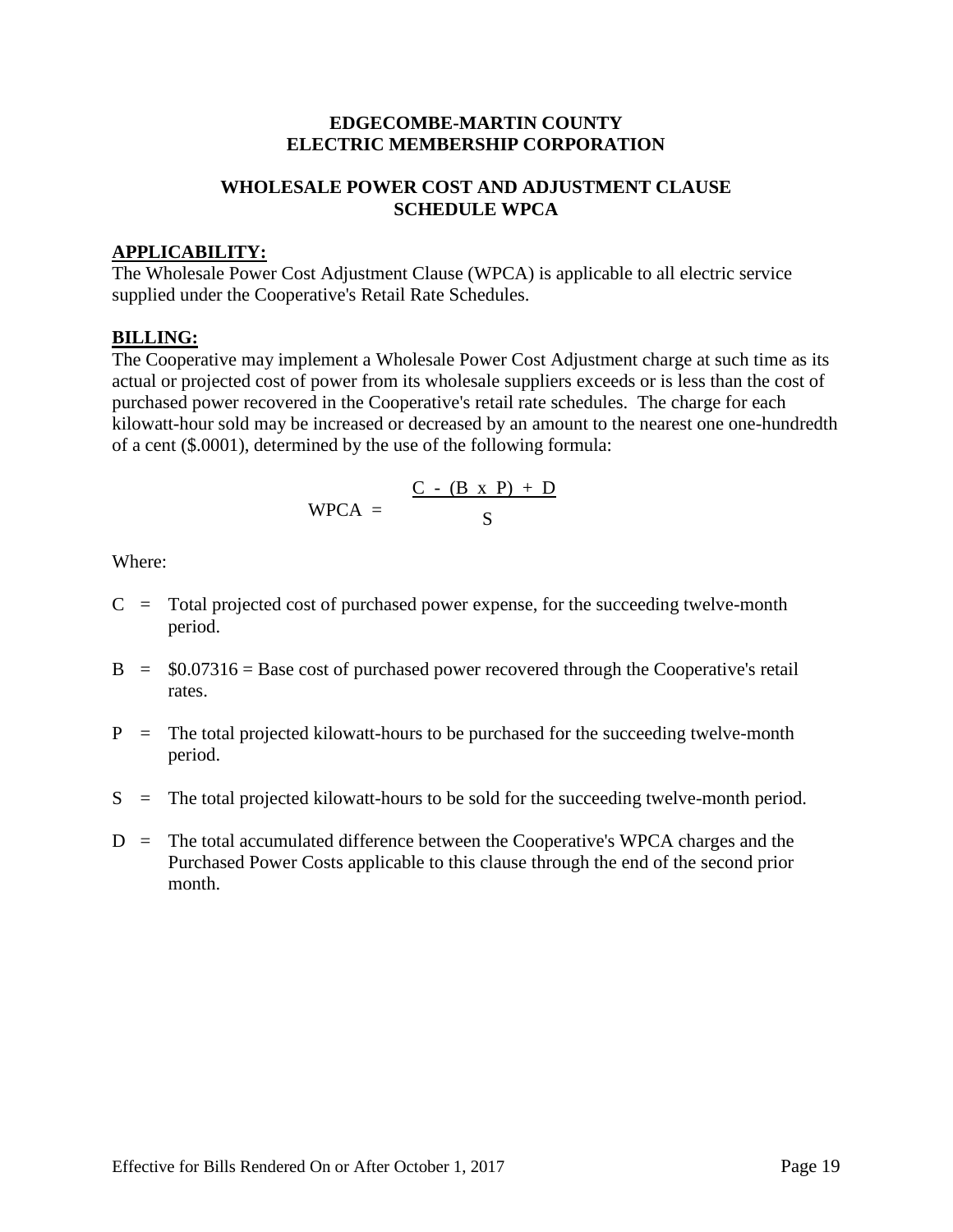# EDGECOMBE-MARTIN COUNTY ELECTRIC MEMBERSHIP CORPORATION

## WHOLESALE POWER COST AND ADJUSTMENT CLAUSE SCHEDULE WPCA

**APPLICABILITY:**
The Wholesale Power Cost Adjustment Clause (WPCA) is applicable to all electric service supplied under the Cooperative's Retail Rate Schedules.

**BILLING:**
The Cooperative may implement a Wholesale Power Cost Adjustment charge at such time as its actual or projected cost of power from its wholesale suppliers exceeds or is less than the cost of purchased power recovered in the Cooperative's retail rate schedules. The charge for each kilowatt-hour sold may be increased or decreased by an amount to the nearest one one-hundredth of a cent ($.0001), determined by the use of the following formula:

$$WPCA = \frac{C - (B \times P) + D}{S}$$

Where:

- C = Total projected cost of purchased power expense, for the succeeding twelve-month period.
- B = $0.07316 = Base cost of purchased power recovered through the Cooperative's retail rates.
- P = The total projected kilowatt-hours to be purchased for the succeeding twelve-month period.
- S = The total projected kilowatt-hours to be sold for the succeeding twelve-month period.
- D = The total accumulated difference between the Cooperative's WPCA charges and the Purchased Power Costs applicable to this clause through the end of the second prior month.

Effective for Bills Rendered On or After October 1, 2017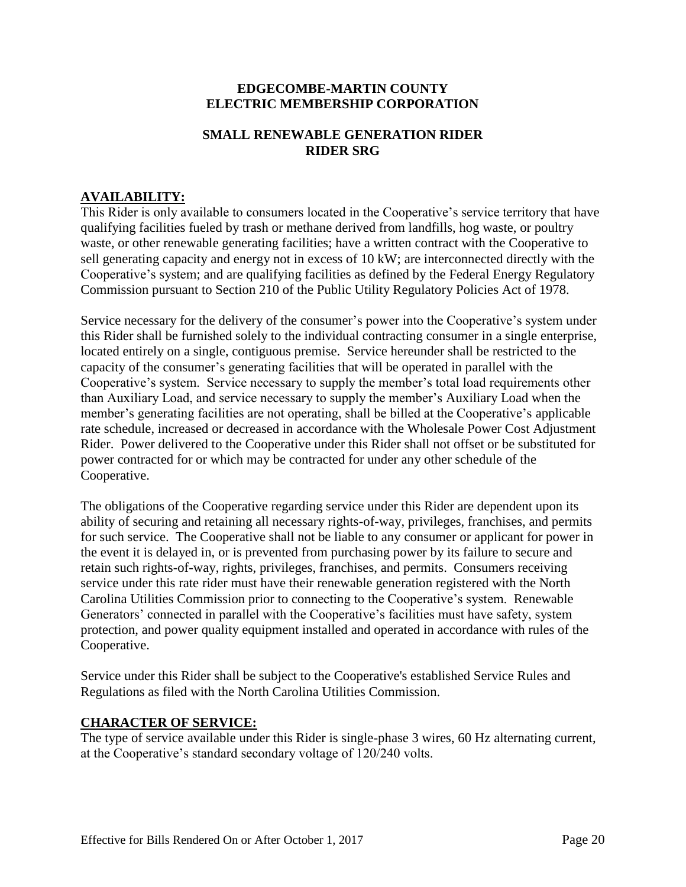**EDGECOMBE-MARTIN COUNTY**
**ELECTRIC MEMBERSHIP CORPORATION**

**SMALL RENEWABLE GENERATION RIDER**
**RIDER SRG**

## AVAILABILITY:

This Rider is only available to consumers located in the Cooperative's service territory that have qualifying facilities fueled by trash or methane derived from landfills, hog waste, or poultry waste, or other renewable generating facilities; have a written contract with the Cooperative to sell generating capacity and energy not in excess of 10 kW; are interconnected directly with the Cooperative's system; and are qualifying facilities as defined by the Federal Energy Regulatory Commission pursuant to Section 210 of the Public Utility Regulatory Policies Act of 1978.

Service necessary for the delivery of the consumer's power into the Cooperative's system under this Rider shall be furnished solely to the individual contracting consumer in a single enterprise, located entirely on a single, contiguous premise. Service hereunder shall be restricted to the capacity of the consumer's generating facilities that will be operated in parallel with the Cooperative's system. Service necessary to supply the member's total load requirements other than Auxiliary Load, and service necessary to supply the member's Auxiliary Load when the member's generating facilities are not operating, shall be billed at the Cooperative's applicable rate schedule, increased or decreased in accordance with the Wholesale Power Cost Adjustment Rider. Power delivered to the Cooperative under this Rider shall not offset or be substituted for power contracted for or which may be contracted for under any other schedule of the Cooperative.

The obligations of the Cooperative regarding service under this Rider are dependent upon its ability of securing and retaining all necessary rights-of-way, privileges, franchises, and permits for such service. The Cooperative shall not be liable to any consumer or applicant for power in the event it is delayed in, or is prevented from purchasing power by its failure to secure and retain such rights-of-way, rights, privileges, franchises, and permits. Consumers receiving service under this rate rider must have their renewable generation registered with the North Carolina Utilities Commission prior to connecting to the Cooperative's system. Renewable Generators' connected in parallel with the Cooperative's facilities must have safety, system protection, and power quality equipment installed and operated in accordance with rules of the Cooperative.

Service under this Rider shall be subject to the Cooperative's established Service Rules and Regulations as filed with the North Carolina Utilities Commission.

## CHARACTER OF SERVICE:

The type of service available under this Rider is single-phase 3 wires, 60 Hz alternating current, at the Cooperative's standard secondary voltage of 120/240 volts.

Effective for Bills Rendered On or After October 1, 2017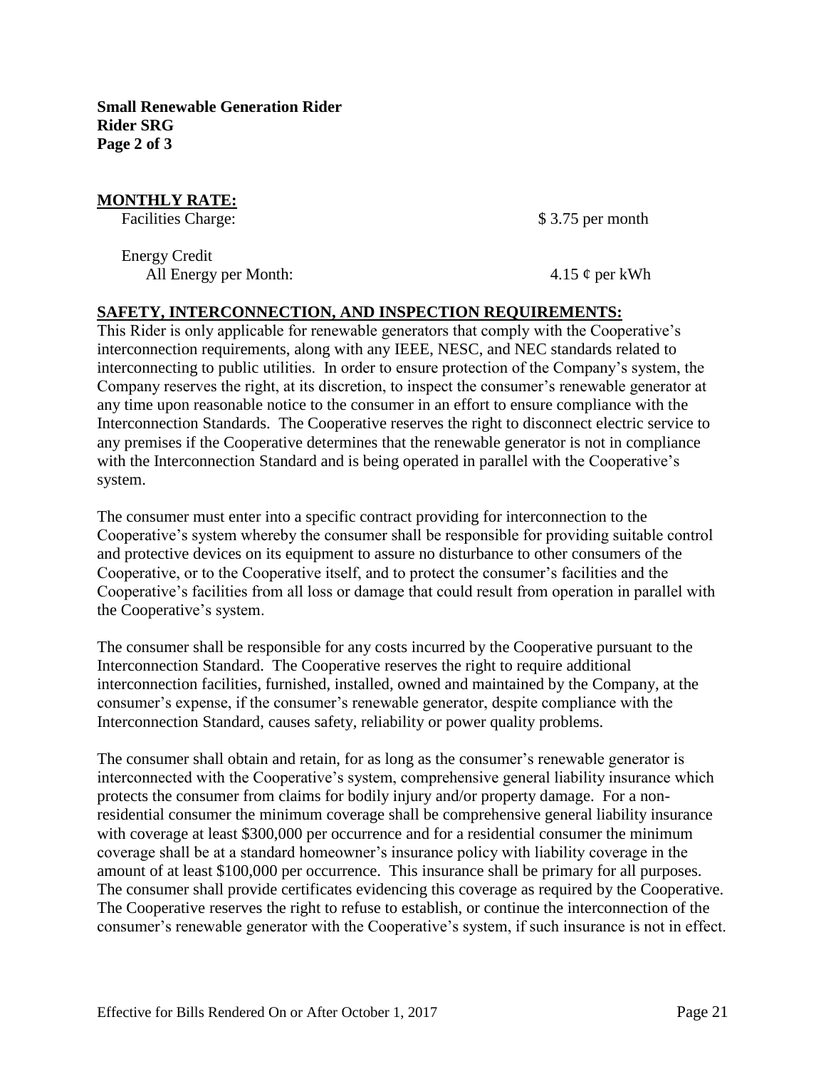**Small Renewable Generation Rider**
**Rider SRG**
**Page 2 of 3**

## MONTHLY RATE:

| | |
|---|---|
| Facilities Charge: | $ 3.75 per month |
| Energy Credit | |
| All Energy per Month: | 4.15 ¢ per kWh |

## SAFETY, INTERCONNECTION, AND INSPECTION REQUIREMENTS:

This Rider is only applicable for renewable generators that comply with the Cooperative's interconnection requirements, along with any IEEE, NESC, and NEC standards related to interconnecting to public utilities. In order to ensure protection of the Company's system, the Company reserves the right, at its discretion, to inspect the consumer's renewable generator at any time upon reasonable notice to the consumer in an effort to ensure compliance with the Interconnection Standards. The Cooperative reserves the right to disconnect electric service to any premises if the Cooperative determines that the renewable generator is not in compliance with the Interconnection Standard and is being operated in parallel with the Cooperative's system.

The consumer must enter into a specific contract providing for interconnection to the Cooperative's system whereby the consumer shall be responsible for providing suitable control and protective devices on its equipment to assure no disturbance to other consumers of the Cooperative, or to the Cooperative itself, and to protect the consumer's facilities and the Cooperative's facilities from all loss or damage that could result from operation in parallel with the Cooperative's system.

The consumer shall be responsible for any costs incurred by the Cooperative pursuant to the Interconnection Standard. The Cooperative reserves the right to require additional interconnection facilities, furnished, installed, owned and maintained by the Company, at the consumer's expense, if the consumer's renewable generator, despite compliance with the Interconnection Standard, causes safety, reliability or power quality problems.

The consumer shall obtain and retain, for as long as the consumer's renewable generator is interconnected with the Cooperative's system, comprehensive general liability insurance which protects the consumer from claims for bodily injury and/or property damage. For a non-residential consumer the minimum coverage shall be comprehensive general liability insurance with coverage at least $300,000 per occurrence and for a residential consumer the minimum coverage shall be at a standard homeowner's insurance policy with liability coverage in the amount of at least $100,000 per occurrence. This insurance shall be primary for all purposes. The consumer shall provide certificates evidencing this coverage as required by the Cooperative. The Cooperative reserves the right to refuse to establish, or continue the interconnection of the consumer's renewable generator with the Cooperative's system, if such insurance is not in effect.

Effective for Bills Rendered On or After October 1, 2017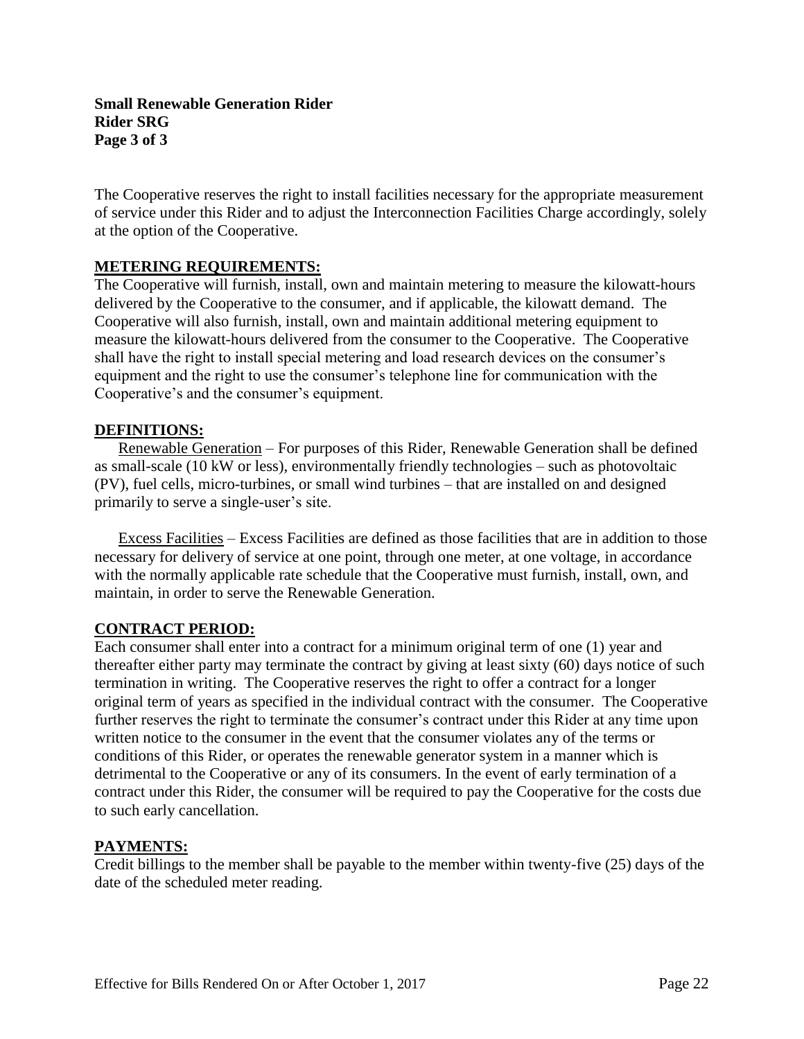The Cooperative reserves the right to install facilities necessary for the appropriate measurement of service under this Rider and to adjust the Interconnection Facilities Charge accordingly, solely at the option of the Cooperative.

## METERING REQUIREMENTS:

The Cooperative will furnish, install, own and maintain metering to measure the kilowatt-hours delivered by the Cooperative to the consumer, and if applicable, the kilowatt demand. The Cooperative will also furnish, install, own and maintain additional metering equipment to measure the kilowatt-hours delivered from the consumer to the Cooperative. The Cooperative shall have the right to install special metering and load research devices on the consumer's equipment and the right to use the consumer's telephone line for communication with the Cooperative's and the consumer's equipment.

## DEFINITIONS:

Renewable Generation – For purposes of this Rider, Renewable Generation shall be defined as small-scale (10 kW or less), environmentally friendly technologies – such as photovoltaic (PV), fuel cells, micro-turbines, or small wind turbines – that are installed on and designed primarily to serve a single-user's site.

Excess Facilities – Excess Facilities are defined as those facilities that are in addition to those necessary for delivery of service at one point, through one meter, at one voltage, in accordance with the normally applicable rate schedule that the Cooperative must furnish, install, own, and maintain, in order to serve the Renewable Generation.

## CONTRACT PERIOD:

Each consumer shall enter into a contract for a minimum original term of one (1) year and thereafter either party may terminate the contract by giving at least sixty (60) days notice of such termination in writing. The Cooperative reserves the right to offer a contract for a longer original term of years as specified in the individual contract with the consumer. The Cooperative further reserves the right to terminate the consumer's contract under this Rider at any time upon written notice to the consumer in the event that the consumer violates any of the terms or conditions of this Rider, or operates the renewable generator system in a manner which is detrimental to the Cooperative or any of its consumers. In the event of early termination of a contract under this Rider, the consumer will be required to pay the Cooperative for the costs due to such early cancellation.

## PAYMENTS:

Credit billings to the member shall be payable to the member within twenty-five (25) days of the date of the scheduled meter reading.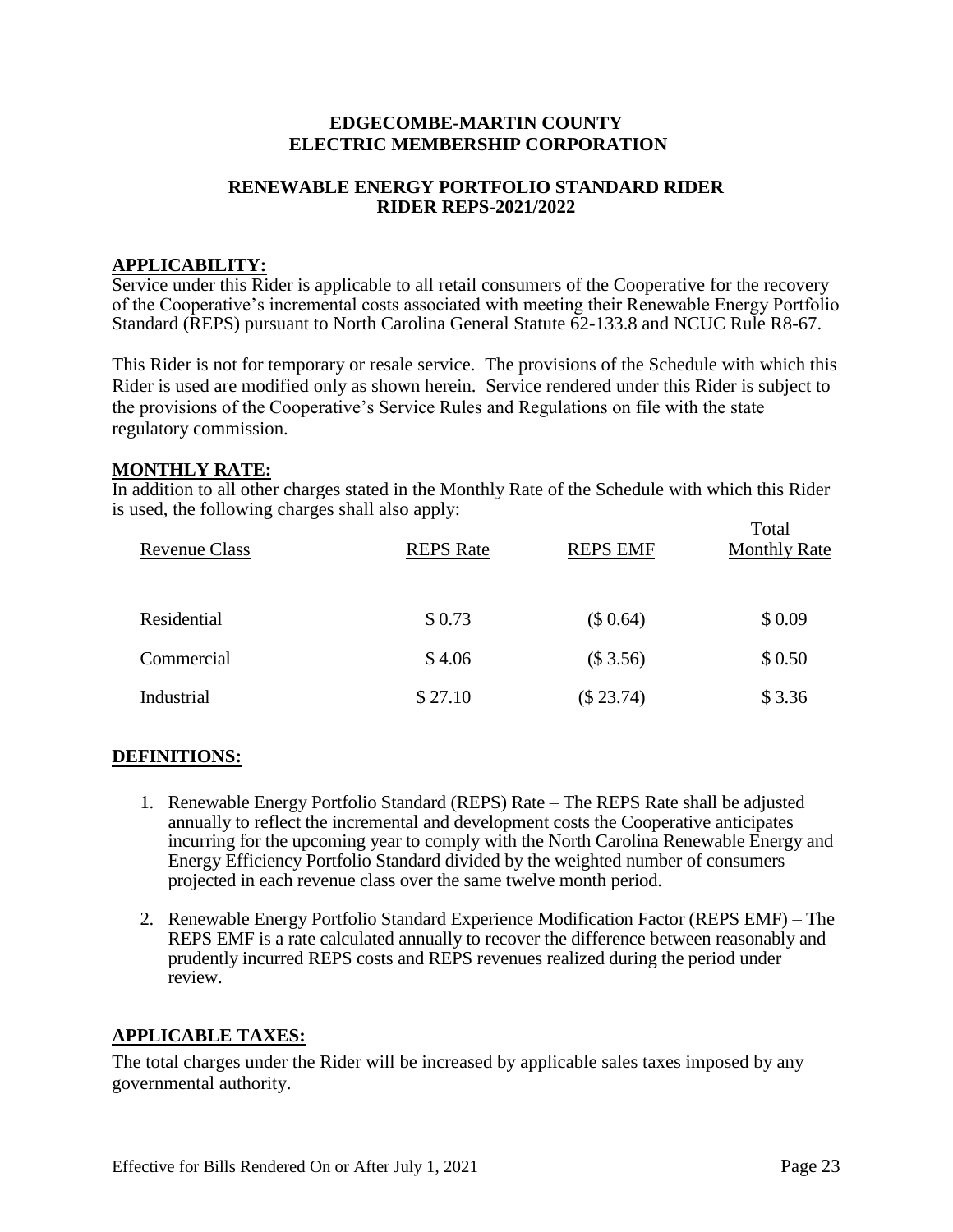**EDGECOMBE-MARTIN COUNTY**
**ELECTRIC MEMBERSHIP CORPORATION**

**RENEWABLE ENERGY PORTFOLIO STANDARD RIDER**
**RIDER REPS-2021/2022**

## APPLICABILITY:

Service under this Rider is applicable to all retail consumers of the Cooperative for the recovery of the Cooperative's incremental costs associated with meeting their Renewable Energy Portfolio Standard (REPS) pursuant to North Carolina General Statute 62-133.8 and NCUC Rule R8-67.

This Rider is not for temporary or resale service. The provisions of the Schedule with which this Rider is used are modified only as shown herein. Service rendered under this Rider is subject to the provisions of the Cooperative's Service Rules and Regulations on file with the state regulatory commission.

## MONTHLY RATE:

In addition to all other charges stated in the Monthly Rate of the Schedule with which this Rider is used, the following charges shall also apply:

| Revenue Class | REPS Rate | REPS EMF | Total Monthly Rate |
|---|---|---|---|
| Residential | $ 0.73 | ($ 0.64) | $ 0.09 |
| Commercial | $ 4.06 | ($ 3.56) | $ 0.50 |
| Industrial | $ 27.10 | ($ 23.74) | $ 3.36 |

## DEFINITIONS:

1. Renewable Energy Portfolio Standard (REPS) Rate – The REPS Rate shall be adjusted annually to reflect the incremental and development costs the Cooperative anticipates incurring for the upcoming year to comply with the North Carolina Renewable Energy and Energy Efficiency Portfolio Standard divided by the weighted number of consumers projected in each revenue class over the same twelve month period.

2. Renewable Energy Portfolio Standard Experience Modification Factor (REPS EMF) – The REPS EMF is a rate calculated annually to recover the difference between reasonably and prudently incurred REPS costs and REPS revenues realized during the period under review.

## APPLICABLE TAXES:

The total charges under the Rider will be increased by applicable sales taxes imposed by any governmental authority.

Effective for Bills Rendered On or After July 1, 2021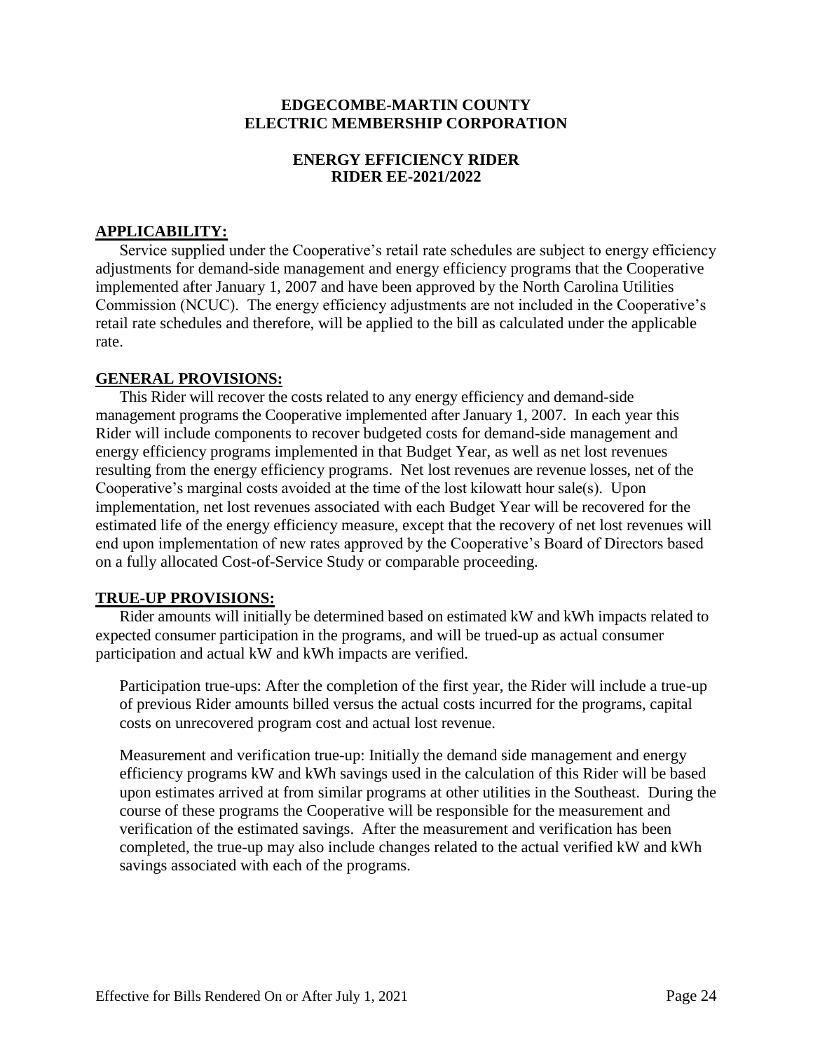# EDGECOMBE-MARTIN COUNTY ELECTRIC MEMBERSHIP CORPORATION

## ENERGY EFFICIENCY RIDER RIDER EE-2021/2022

### APPLICABILITY:

Service supplied under the Cooperative's retail rate schedules are subject to energy efficiency adjustments for demand-side management and energy efficiency programs that the Cooperative implemented after January 1, 2007 and have been approved by the North Carolina Utilities Commission (NCUC). The energy efficiency adjustments are not included in the Cooperative's retail rate schedules and therefore, will be applied to the bill as calculated under the applicable rate.

### GENERAL PROVISIONS:

This Rider will recover the costs related to any energy efficiency and demand-side management programs the Cooperative implemented after January 1, 2007. In each year this Rider will include components to recover budgeted costs for demand-side management and energy efficiency programs implemented in that Budget Year, as well as net lost revenues resulting from the energy efficiency programs. Net lost revenues are revenue losses, net of the Cooperative's marginal costs avoided at the time of the lost kilowatt hour sale(s). Upon implementation, net lost revenues associated with each Budget Year will be recovered for the estimated life of the energy efficiency measure, except that the recovery of net lost revenues will end upon implementation of new rates approved by the Cooperative's Board of Directors based on a fully allocated Cost-of-Service Study or comparable proceeding.

### TRUE-UP PROVISIONS:

Rider amounts will initially be determined based on estimated kW and kWh impacts related to expected consumer participation in the programs, and will be trued-up as actual consumer participation and actual kW and kWh impacts are verified.

Participation true-ups: After the completion of the first year, the Rider will include a true-up of previous Rider amounts billed versus the actual costs incurred for the programs, capital costs on unrecovered program cost and actual lost revenue.

Measurement and verification true-up: Initially the demand side management and energy efficiency programs kW and kWh savings used in the calculation of this Rider will be based upon estimates arrived at from similar programs at other utilities in the Southeast. During the course of these programs the Cooperative will be responsible for the measurement and verification of the estimated savings. After the measurement and verification has been completed, the true-up may also include changes related to the actual verified kW and kWh savings associated with each of the programs.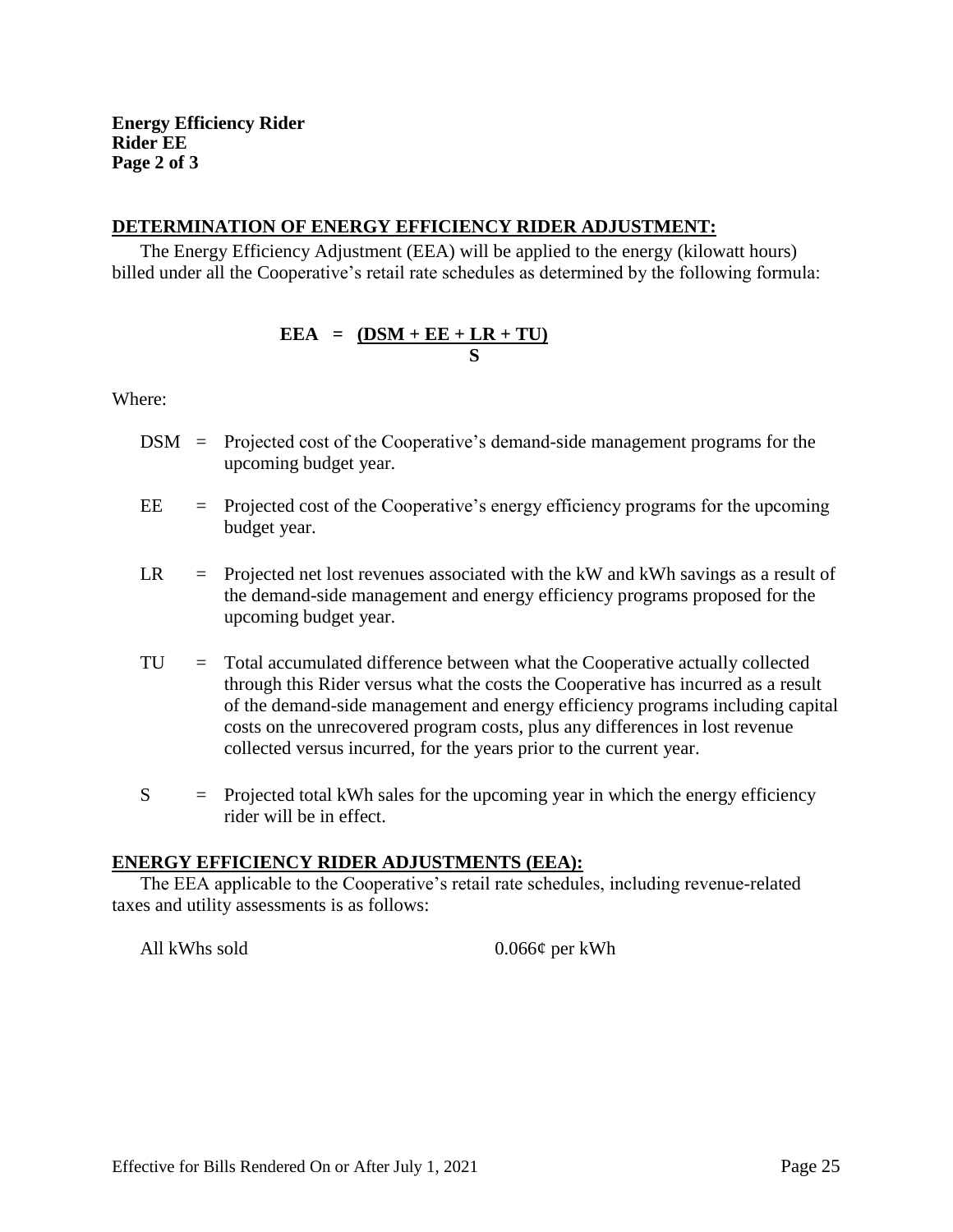**Energy Efficiency Rider**
**Rider EE**
**Page 2 of 3**

## DETERMINATION OF ENERGY EFFICIENCY RIDER ADJUSTMENT:

The Energy Efficiency Adjustment (EEA) will be applied to the energy (kilowatt hours) billed under all the Cooperative's retail rate schedules as determined by the following formula:

$$EEA = \frac{(DSM + EE + LR + TU)}{S}$$

Where:

- DSM = Projected cost of the Cooperative's demand-side management programs for the upcoming budget year.
- EE = Projected cost of the Cooperative's energy efficiency programs for the upcoming budget year.
- LR = Projected net lost revenues associated with the kW and kWh savings as a result of the demand-side management and energy efficiency programs proposed for the upcoming budget year.
- TU = Total accumulated difference between what the Cooperative actually collected through this Rider versus what the costs the Cooperative has incurred as a result of the demand-side management and energy efficiency programs including capital costs on the unrecovered program costs, plus any differences in lost revenue collected versus incurred, for the years prior to the current year.
- S = Projected total kWh sales for the upcoming year in which the energy efficiency rider will be in effect.

## ENERGY EFFICIENCY RIDER ADJUSTMENTS (EEA):

The EEA applicable to the Cooperative's retail rate schedules, including revenue-related taxes and utility assessments is as follows:

| | |
|---|---|
| All kWhs sold | 0.066¢ per kWh |

Effective for Bills Rendered On or After July 1, 2021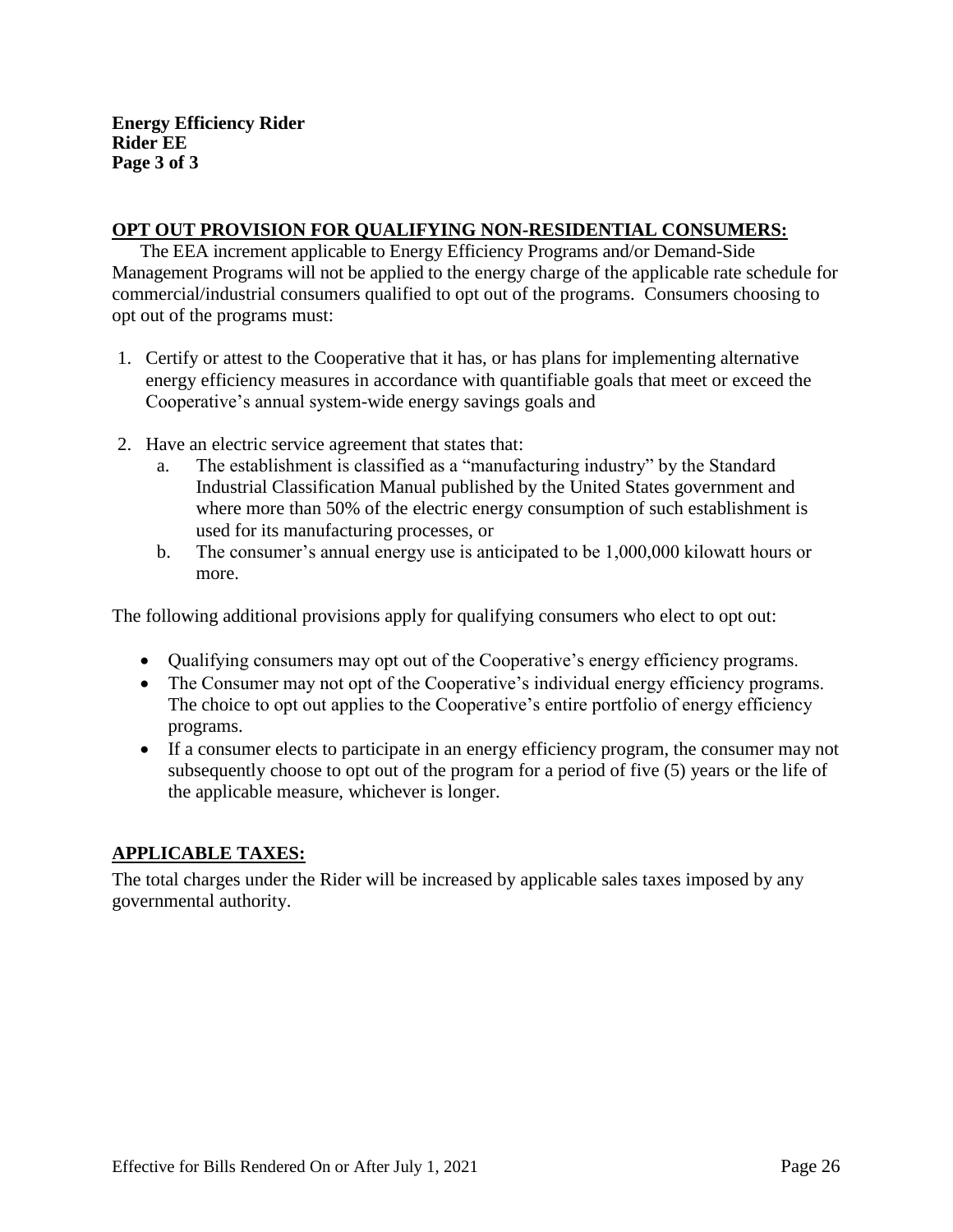**Energy Efficiency Rider**
**Rider EE**
**Page 3 of 3**

## OPT OUT PROVISION FOR QUALIFYING NON-RESIDENTIAL CONSUMERS:

The EEA increment applicable to Energy Efficiency Programs and/or Demand-Side Management Programs will not be applied to the energy charge of the applicable rate schedule for commercial/industrial consumers qualified to opt out of the programs. Consumers choosing to opt out of the programs must:

1. Certify or attest to the Cooperative that it has, or has plans for implementing alternative energy efficiency measures in accordance with quantifiable goals that meet or exceed the Cooperative's annual system-wide energy savings goals and

2. Have an electric service agreement that states that:
   a. The establishment is classified as a "manufacturing industry" by the Standard Industrial Classification Manual published by the United States government and where more than 50% of the electric energy consumption of such establishment is used for its manufacturing processes, or
   b. The consumer's annual energy use is anticipated to be 1,000,000 kilowatt hours or more.

The following additional provisions apply for qualifying consumers who elect to opt out:

- Qualifying consumers may opt out of the Cooperative's energy efficiency programs.
- The Consumer may not opt of the Cooperative's individual energy efficiency programs. The choice to opt out applies to the Cooperative's entire portfolio of energy efficiency programs.
- If a consumer elects to participate in an energy efficiency program, the consumer may not subsequently choose to opt out of the program for a period of five (5) years or the life of the applicable measure, whichever is longer.

## APPLICABLE TAXES:

The total charges under the Rider will be increased by applicable sales taxes imposed by any governmental authority.

Effective for Bills Rendered On or After July 1, 2021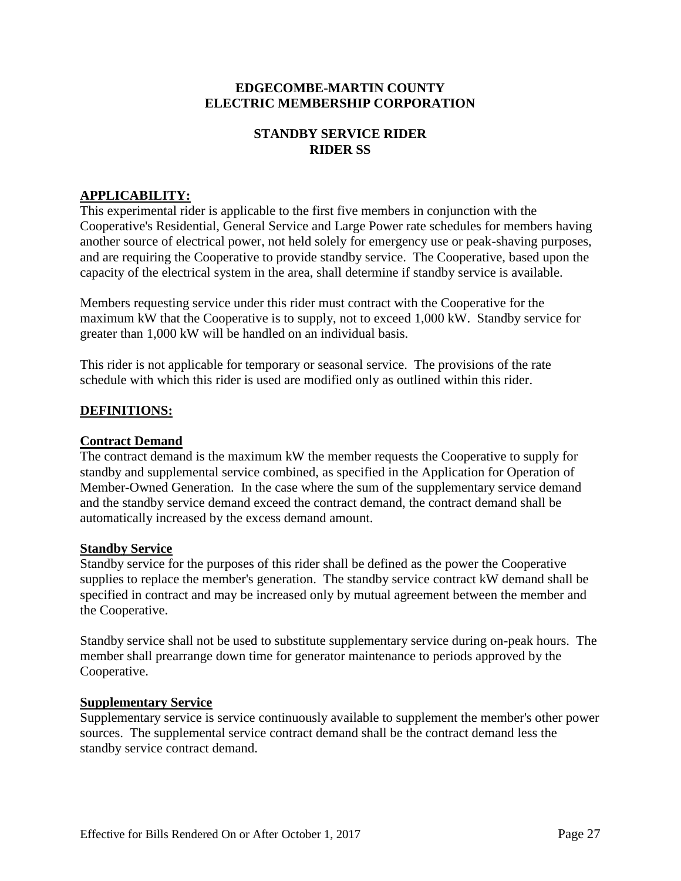# EDGECOMBE-MARTIN COUNTY
# ELECTRIC MEMBERSHIP CORPORATION

## STANDBY SERVICE RIDER
## RIDER SS

### APPLICABILITY:

This experimental rider is applicable to the first five members in conjunction with the Cooperative's Residential, General Service and Large Power rate schedules for members having another source of electrical power, not held solely for emergency use or peak-shaving purposes, and are requiring the Cooperative to provide standby service. The Cooperative, based upon the capacity of the electrical system in the area, shall determine if standby service is available.

Members requesting service under this rider must contract with the Cooperative for the maximum kW that the Cooperative is to supply, not to exceed 1,000 kW. Standby service for greater than 1,000 kW will be handled on an individual basis.

This rider is not applicable for temporary or seasonal service. The provisions of the rate schedule with which this rider is used are modified only as outlined within this rider.

### DEFINITIONS:

#### Contract Demand

The contract demand is the maximum kW the member requests the Cooperative to supply for standby and supplemental service combined, as specified in the Application for Operation of Member-Owned Generation. In the case where the sum of the supplementary service demand and the standby service demand exceed the contract demand, the contract demand shall be automatically increased by the excess demand amount.

#### Standby Service

Standby service for the purposes of this rider shall be defined as the power the Cooperative supplies to replace the member's generation. The standby service contract kW demand shall be specified in contract and may be increased only by mutual agreement between the member and the Cooperative.

Standby service shall not be used to substitute supplementary service during on-peak hours. The member shall prearrange down time for generator maintenance to periods approved by the Cooperative.

#### Supplementary Service

Supplementary service is service continuously available to supplement the member's other power sources. The supplemental service contract demand shall be the contract demand less the standby service contract demand.

Effective for Bills Rendered On or After October 1, 2017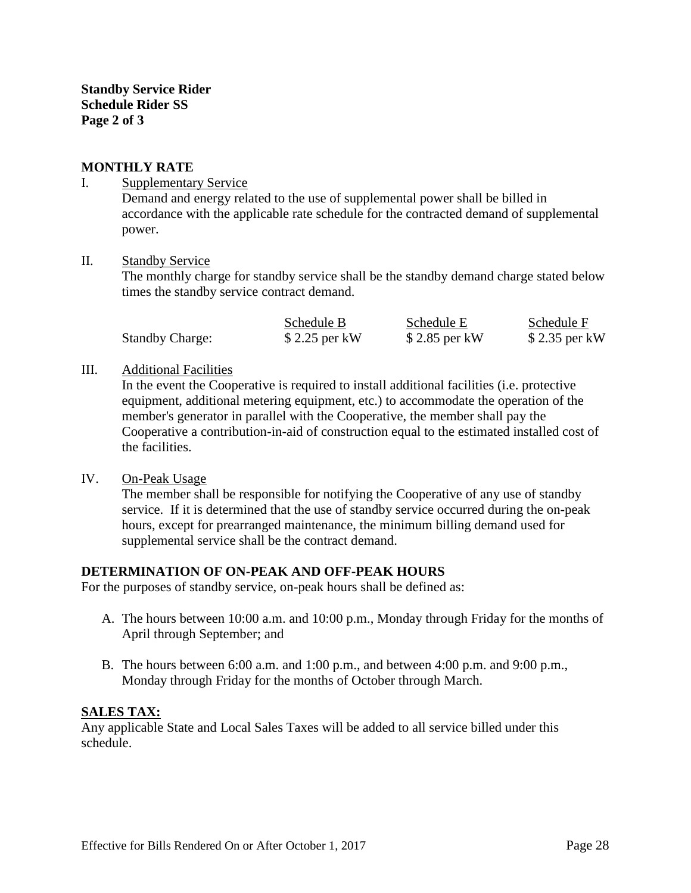**Standby Service Rider**
**Schedule Rider SS**
**Page 2 of 3**

## MONTHLY RATE

I. Supplementary Service

Demand and energy related to the use of supplemental power shall be billed in accordance with the applicable rate schedule for the contracted demand of supplemental power.

II. Standby Service

The monthly charge for standby service shall be the standby demand charge stated below times the standby service contract demand.

| | Schedule B | Schedule E | Schedule F |
|---|---|---|---|
| Standby Charge: | $ 2.25 per kW | $ 2.85 per kW | $ 2.35 per kW |

III. Additional Facilities

In the event the Cooperative is required to install additional facilities (i.e. protective equipment, additional metering equipment, etc.) to accommodate the operation of the member's generator in parallel with the Cooperative, the member shall pay the Cooperative a contribution-in-aid of construction equal to the estimated installed cost of the facilities.

IV. On-Peak Usage

The member shall be responsible for notifying the Cooperative of any use of standby service. If it is determined that the use of standby service occurred during the on-peak hours, except for prearranged maintenance, the minimum billing demand used for supplemental service shall be the contract demand.

## DETERMINATION OF ON-PEAK AND OFF-PEAK HOURS

For the purposes of standby service, on-peak hours shall be defined as:

A. The hours between 10:00 a.m. and 10:00 p.m., Monday through Friday for the months of April through September; and

B. The hours between 6:00 a.m. and 1:00 p.m., and between 4:00 p.m. and 9:00 p.m., Monday through Friday for the months of October through March.

## SALES TAX:

Any applicable State and Local Sales Taxes will be added to all service billed under this schedule.

Effective for Bills Rendered On or After October 1, 2017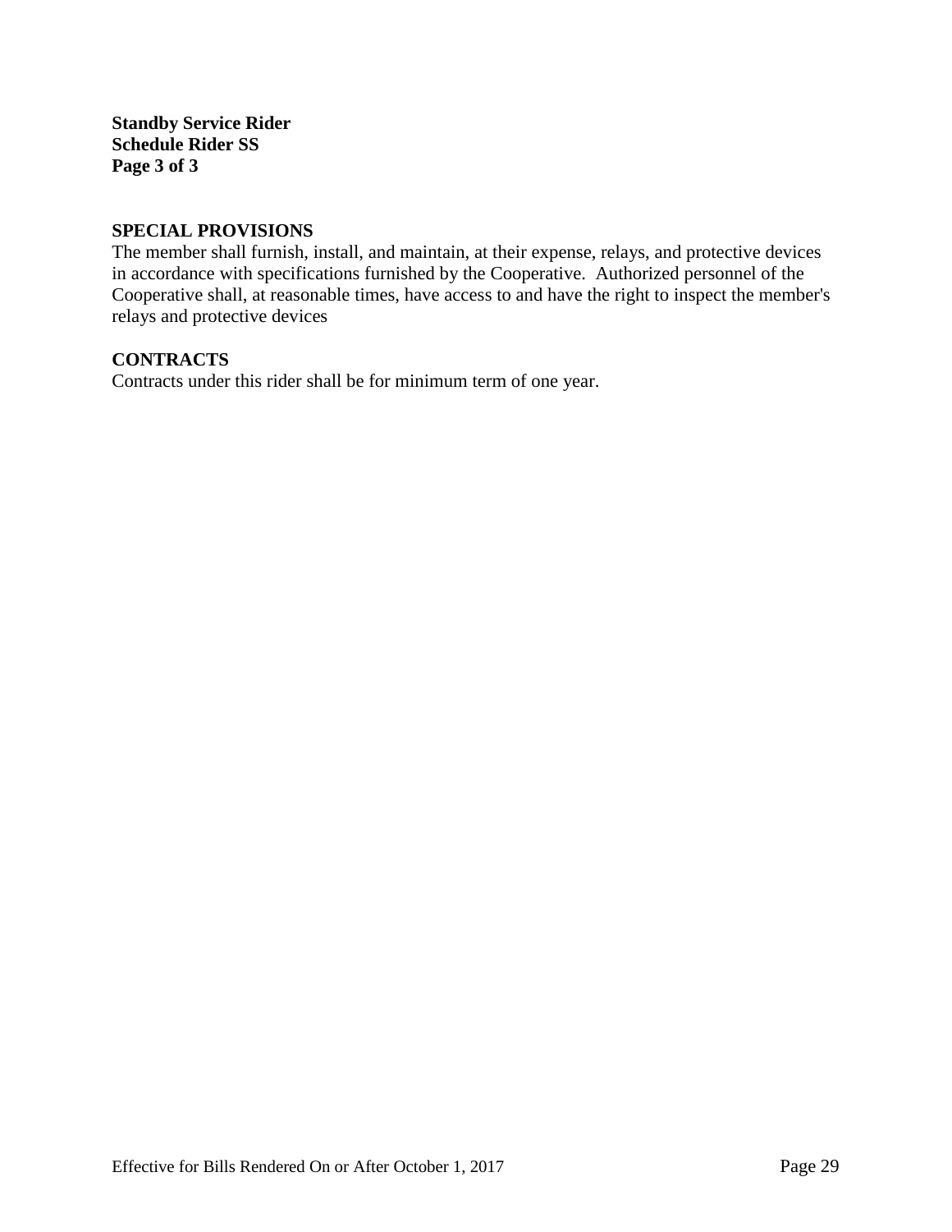**Standby Service Rider**
**Schedule Rider SS**
**Page 3 of 3**

## SPECIAL PROVISIONS

The member shall furnish, install, and maintain, at their expense, relays, and protective devices in accordance with specifications furnished by the Cooperative. Authorized personnel of the Cooperative shall, at reasonable times, have access to and have the right to inspect the member's relays and protective devices

## CONTRACTS

Contracts under this rider shall be for minimum term of one year.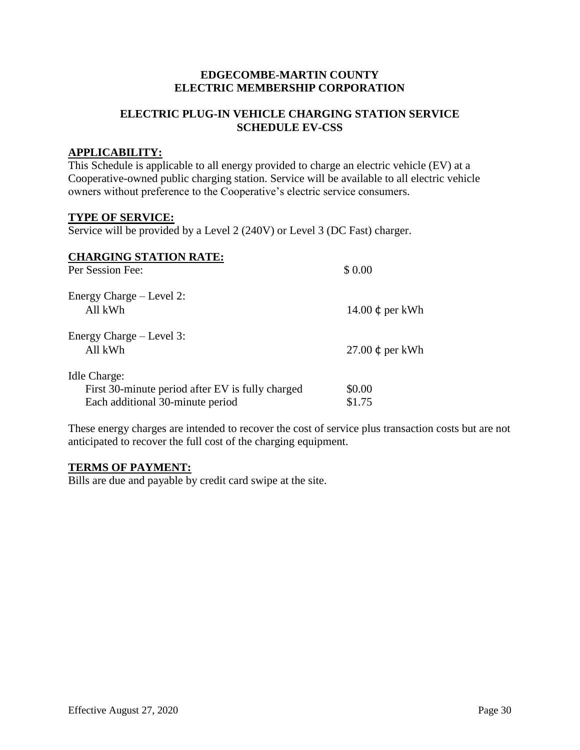**EDGECOMBE-MARTIN COUNTY**
**ELECTRIC MEMBERSHIP CORPORATION**

**ELECTRIC PLUG-IN VEHICLE CHARGING STATION SERVICE**
**SCHEDULE EV-CSS**

## APPLICABILITY:

This Schedule is applicable to all energy provided to charge an electric vehicle (EV) at a Cooperative-owned public charging station. Service will be available to all electric vehicle owners without preference to the Cooperative's electric service consumers.

## TYPE OF SERVICE:

Service will be provided by a Level 2 (240V) or Level 3 (DC Fast) charger.

## CHARGING STATION RATE:

| | |
|---|---|
| Per Session Fee: | $ 0.00 |
| Energy Charge – Level 2: | |
| All kWh | 14.00 ¢ per kWh |
| Energy Charge – Level 3: | |
| All kWh | 27.00 ¢ per kWh |
| Idle Charge: | |
| First 30-minute period after EV is fully charged | $0.00 |
| Each additional 30-minute period | $1.75 |

These energy charges are intended to recover the cost of service plus transaction costs but are not anticipated to recover the full cost of the charging equipment.

## TERMS OF PAYMENT:

Bills are due and payable by credit card swipe at the site.

Effective August 27, 2020